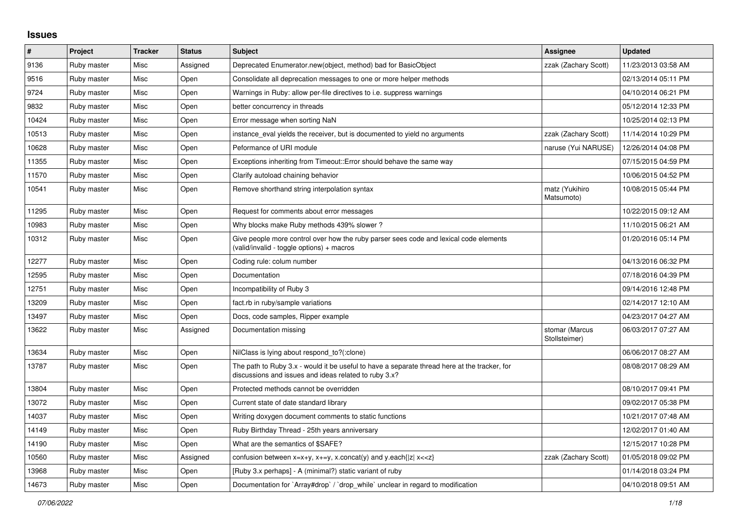## Issues

| # | Project | Tracker | Status | Subject | Assignee | Updated |
|---|---|---|---|---|---|---|
| 9136 | Ruby master | Misc | Assigned | Deprecated Enumerator.new(object, method) bad for BasicObject | zzak (Zachary Scott) | 11/23/2013 03:58 AM |
| 9516 | Ruby master | Misc | Open | Consolidate all deprecation messages to one or more helper methods | | 02/13/2014 05:11 PM |
| 9724 | Ruby master | Misc | Open | Warnings in Ruby: allow per-file directives to i.e. suppress warnings | | 04/10/2014 06:21 PM |
| 9832 | Ruby master | Misc | Open | better concurrency in threads | | 05/12/2014 12:33 PM |
| 10424 | Ruby master | Misc | Open | Error message when sorting NaN | | 10/25/2014 02:13 PM |
| 10513 | Ruby master | Misc | Open | instance_eval yields the receiver, but is documented to yield no arguments | zzak (Zachary Scott) | 11/14/2014 10:29 PM |
| 10628 | Ruby master | Misc | Open | Peformance of URI module | naruse (Yui NARUSE) | 12/26/2014 04:08 PM |
| 11355 | Ruby master | Misc | Open | Exceptions inheriting from Timeout::Error should behave the same way | | 07/15/2015 04:59 PM |
| 11570 | Ruby master | Misc | Open | Clarify autoload chaining behavior | | 10/06/2015 04:52 PM |
| 10541 | Ruby master | Misc | Open | Remove shorthand string interpolation syntax | matz (Yukihiro Matsumoto) | 10/08/2015 05:44 PM |
| 11295 | Ruby master | Misc | Open | Request for comments about error messages | | 10/22/2015 09:12 AM |
| 10983 | Ruby master | Misc | Open | Why blocks make Ruby methods 439% slower ? | | 11/10/2015 06:21 AM |
| 10312 | Ruby master | Misc | Open | Give people more control over how the ruby parser sees code and lexical code elements (valid/invalid - toggle options) + macros | | 01/20/2016 05:14 PM |
| 12277 | Ruby master | Misc | Open | Coding rule: colum number | | 04/13/2016 06:32 PM |
| 12595 | Ruby master | Misc | Open | Documentation | | 07/18/2016 04:39 PM |
| 12751 | Ruby master | Misc | Open | Incompatibility of Ruby 3 | | 09/14/2016 12:48 PM |
| 13209 | Ruby master | Misc | Open | fact.rb in ruby/sample variations | | 02/14/2017 12:10 AM |
| 13497 | Ruby master | Misc | Open | Docs, code samples, Ripper example | | 04/23/2017 04:27 AM |
| 13622 | Ruby master | Misc | Assigned | Documentation missing | stomar (Marcus Stollsteimer) | 06/03/2017 07:27 AM |
| 13634 | Ruby master | Misc | Open | NilClass is lying about respond_to?(:clone) | | 06/06/2017 08:27 AM |
| 13787 | Ruby master | Misc | Open | The path to Ruby 3.x - would it be useful to have a separate thread here at the tracker, for discussions and issues and ideas related to ruby 3.x? | | 08/08/2017 08:29 AM |
| 13804 | Ruby master | Misc | Open | Protected methods cannot be overridden | | 08/10/2017 09:41 PM |
| 13072 | Ruby master | Misc | Open | Current state of date standard library | | 09/02/2017 05:38 PM |
| 14037 | Ruby master | Misc | Open | Writing doxygen document comments to static functions | | 10/21/2017 07:48 AM |
| 14149 | Ruby master | Misc | Open | Ruby Birthday Thread - 25th years anniversary | | 12/02/2017 01:40 AM |
| 14190 | Ruby master | Misc | Open | What are the semantics of $SAFE? | | 12/15/2017 10:28 PM |
| 10560 | Ruby master | Misc | Assigned | confusion between x=x+y, x+=y, x.concat(y) and y.each{\|z\| x<<z} | zzak (Zachary Scott) | 01/05/2018 09:02 PM |
| 13968 | Ruby master | Misc | Open | [Ruby 3.x perhaps] - A (minimal?) static variant of ruby | | 01/14/2018 03:24 PM |
| 14673 | Ruby master | Misc | Open | Documentation for `Array#drop` / `drop_while` unclear in regard to modification | | 04/10/2018 09:51 AM |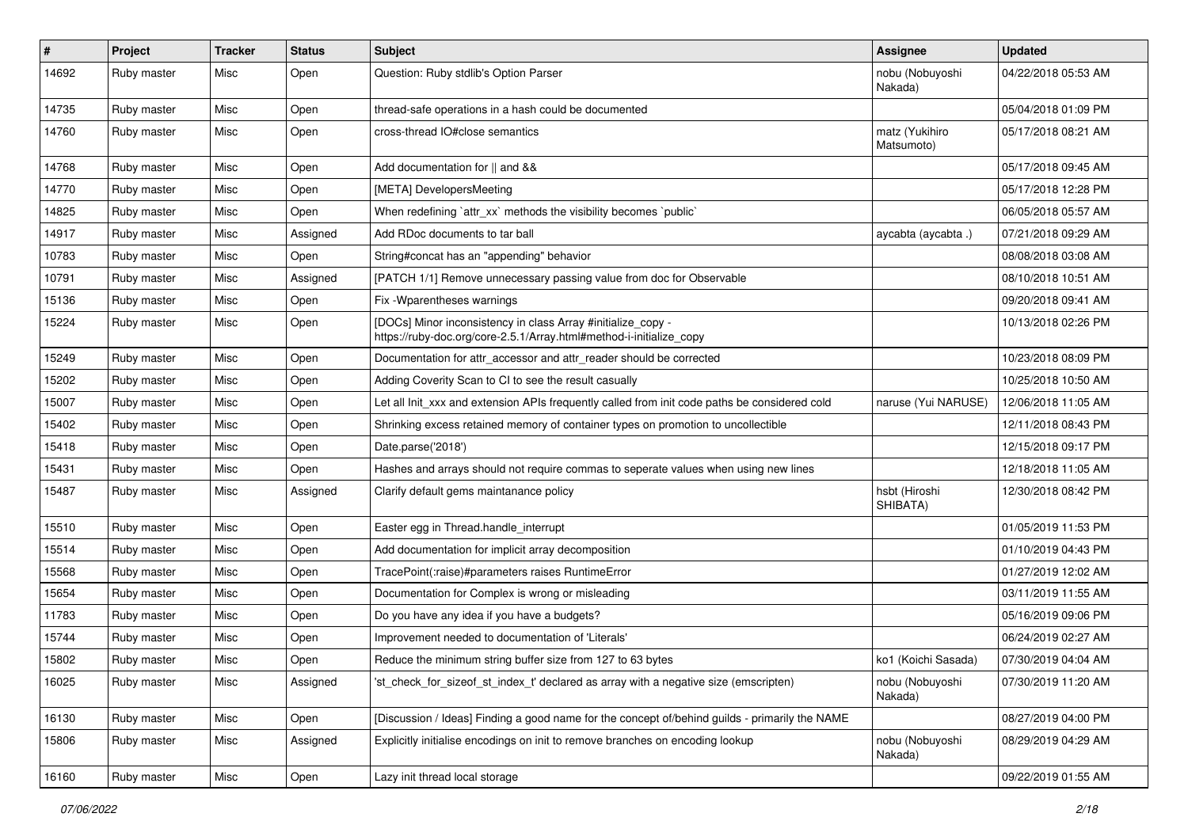| # | Project | Tracker | Status | Subject | Assignee | Updated |
|---|---|---|---|---|---|---|
| 14692 | Ruby master | Misc | Open | Question: Ruby stdlib's Option Parser | nobu (Nobuyoshi Nakada) | 04/22/2018 05:53 AM |
| 14735 | Ruby master | Misc | Open | thread-safe operations in a hash could be documented | | 05/04/2018 01:09 PM |
| 14760 | Ruby master | Misc | Open | cross-thread IO#close semantics | matz (Yukihiro Matsumoto) | 05/17/2018 08:21 AM |
| 14768 | Ruby master | Misc | Open | Add documentation for \|\| and && | | 05/17/2018 09:45 AM |
| 14770 | Ruby master | Misc | Open | [META] DevelopersMeeting | | 05/17/2018 12:28 PM |
| 14825 | Ruby master | Misc | Open | When redefining `attr_xx` methods the visibility becomes `public` | | 06/05/2018 05:57 AM |
| 14917 | Ruby master | Misc | Assigned | Add RDoc documents to tar ball | aycabta (aycabta .) | 07/21/2018 09:29 AM |
| 10783 | Ruby master | Misc | Open | String#concat has an "appending" behavior | | 08/08/2018 03:08 AM |
| 10791 | Ruby master | Misc | Assigned | [PATCH 1/1] Remove unnecessary passing value from doc for Observable | | 08/10/2018 10:51 AM |
| 15136 | Ruby master | Misc | Open | Fix -Wparentheses warnings | | 09/20/2018 09:41 AM |
| 15224 | Ruby master | Misc | Open | [DOCs] Minor inconsistency in class Array #initialize_copy - https://ruby-doc.org/core-2.5.1/Array.html#method-i-initialize_copy | | 10/13/2018 02:26 PM |
| 15249 | Ruby master | Misc | Open | Documentation for attr_accessor and attr_reader should be corrected | | 10/23/2018 08:09 PM |
| 15202 | Ruby master | Misc | Open | Adding Coverity Scan to CI to see the result casually | | 10/25/2018 10:50 AM |
| 15007 | Ruby master | Misc | Open | Let all Init_xxx and extension APIs frequently called from init code paths be considered cold | naruse (Yui NARUSE) | 12/06/2018 11:05 AM |
| 15402 | Ruby master | Misc | Open | Shrinking excess retained memory of container types on promotion to uncollectible | | 12/11/2018 08:43 PM |
| 15418 | Ruby master | Misc | Open | Date.parse('2018') | | 12/15/2018 09:17 PM |
| 15431 | Ruby master | Misc | Open | Hashes and arrays should not require commas to seperate values when using new lines | | 12/18/2018 11:05 AM |
| 15487 | Ruby master | Misc | Assigned | Clarify default gems maintanance policy | hsbt (Hiroshi SHIBATA) | 12/30/2018 08:42 PM |
| 15510 | Ruby master | Misc | Open | Easter egg in Thread.handle_interrupt | | 01/05/2019 11:53 PM |
| 15514 | Ruby master | Misc | Open | Add documentation for implicit array decomposition | | 01/10/2019 04:43 PM |
| 15568 | Ruby master | Misc | Open | TracePoint(:raise)#parameters raises RuntimeError | | 01/27/2019 12:02 AM |
| 15654 | Ruby master | Misc | Open | Documentation for Complex is wrong or misleading | | 03/11/2019 11:55 AM |
| 11783 | Ruby master | Misc | Open | Do you have any idea if you have a budgets? | | 05/16/2019 09:06 PM |
| 15744 | Ruby master | Misc | Open | Improvement needed to documentation of 'Literals' | | 06/24/2019 02:27 AM |
| 15802 | Ruby master | Misc | Open | Reduce the minimum string buffer size from 127 to 63 bytes | ko1 (Koichi Sasada) | 07/30/2019 04:04 AM |
| 16025 | Ruby master | Misc | Assigned | 'st_check_for_sizeof_st_index_t' declared as array with a negative size (emscripten) | nobu (Nobuyoshi Nakada) | 07/30/2019 11:20 AM |
| 16130 | Ruby master | Misc | Open | [Discussion / Ideas] Finding a good name for the concept of/behind guilds - primarily the NAME | | 08/27/2019 04:00 PM |
| 15806 | Ruby master | Misc | Assigned | Explicitly initialise encodings on init to remove branches on encoding lookup | nobu (Nobuyoshi Nakada) | 08/29/2019 04:29 AM |
| 16160 | Ruby master | Misc | Open | Lazy init thread local storage | | 09/22/2019 01:55 AM |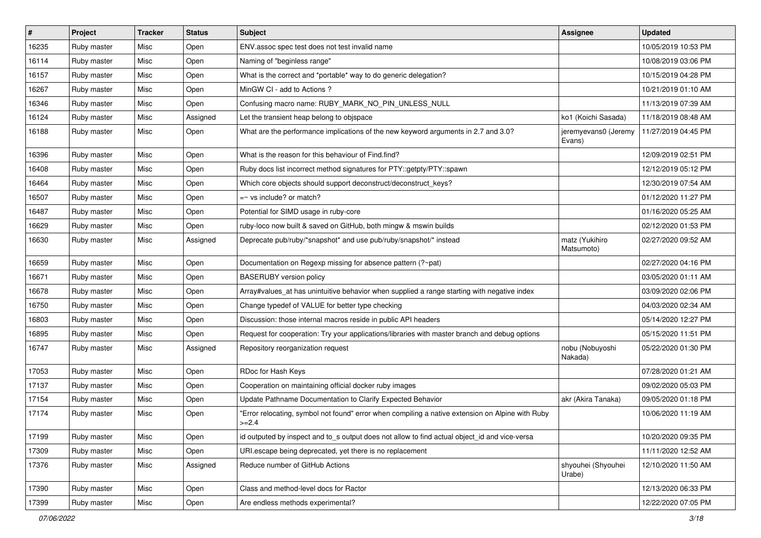| # | Project | Tracker | Status | Subject | Assignee | Updated |
|---|---|---|---|---|---|---|
| 16235 | Ruby master | Misc | Open | ENV.assoc spec test does not test invalid name | | 10/05/2019 10:53 PM |
| 16114 | Ruby master | Misc | Open | Naming of "beginless range" | | 10/08/2019 03:06 PM |
| 16157 | Ruby master | Misc | Open | What is the correct and *portable* way to do generic delegation? | | 10/15/2019 04:28 PM |
| 16267 | Ruby master | Misc | Open | MinGW CI - add to Actions ? | | 10/21/2019 01:10 AM |
| 16346 | Ruby master | Misc | Open | Confusing macro name: RUBY_MARK_NO_PIN_UNLESS_NULL | | 11/13/2019 07:39 AM |
| 16124 | Ruby master | Misc | Assigned | Let the transient heap belong to objspace | ko1 (Koichi Sasada) | 11/18/2019 08:48 AM |
| 16188 | Ruby master | Misc | Open | What are the performance implications of the new keyword arguments in 2.7 and 3.0? | jeremyevans0 (Jeremy Evans) | 11/27/2019 04:45 PM |
| 16396 | Ruby master | Misc | Open | What is the reason for this behaviour of Find.find? | | 12/09/2019 02:51 PM |
| 16408 | Ruby master | Misc | Open | Ruby docs list incorrect method signatures for PTY::getpty/PTY::spawn | | 12/12/2019 05:12 PM |
| 16464 | Ruby master | Misc | Open | Which core objects should support deconstruct/deconstruct_keys? | | 12/30/2019 07:54 AM |
| 16507 | Ruby master | Misc | Open | =~ vs include? or match? | | 01/12/2020 11:27 PM |
| 16487 | Ruby master | Misc | Open | Potential for SIMD usage in ruby-core | | 01/16/2020 05:25 AM |
| 16629 | Ruby master | Misc | Open | ruby-loco now built & saved on GitHub, both mingw & mswin builds | | 02/12/2020 01:53 PM |
| 16630 | Ruby master | Misc | Assigned | Deprecate pub/ruby/*snapshot* and use pub/ruby/snapshot/* instead | matz (Yukihiro Matsumoto) | 02/27/2020 09:52 AM |
| 16659 | Ruby master | Misc | Open | Documentation on Regexp missing for absence pattern (?~pat) | | 02/27/2020 04:16 PM |
| 16671 | Ruby master | Misc | Open | BASERUBY version policy | | 03/05/2020 01:11 AM |
| 16678 | Ruby master | Misc | Open | Array#values_at has unintuitive behavior when supplied a range starting with negative index | | 03/09/2020 02:06 PM |
| 16750 | Ruby master | Misc | Open | Change typedef of VALUE for better type checking | | 04/03/2020 02:34 AM |
| 16803 | Ruby master | Misc | Open | Discussion: those internal macros reside in public API headers | | 05/14/2020 12:27 PM |
| 16895 | Ruby master | Misc | Open | Request for cooperation: Try your applications/libraries with master branch and debug options | | 05/15/2020 11:51 PM |
| 16747 | Ruby master | Misc | Assigned | Repository reorganization request | nobu (Nobuyoshi Nakada) | 05/22/2020 01:30 PM |
| 17053 | Ruby master | Misc | Open | RDoc for Hash Keys | | 07/28/2020 01:21 AM |
| 17137 | Ruby master | Misc | Open | Cooperation on maintaining official docker ruby images | | 09/02/2020 05:03 PM |
| 17154 | Ruby master | Misc | Open | Update Pathname Documentation to Clarify Expected Behavior | akr (Akira Tanaka) | 09/05/2020 01:18 PM |
| 17174 | Ruby master | Misc | Open | "Error relocating, symbol not found" error when compiling a native extension on Alpine with Ruby >=2.4 | | 10/06/2020 11:19 AM |
| 17199 | Ruby master | Misc | Open | id outputed by inspect and to_s output does not allow to find actual object_id and vice-versa | | 10/20/2020 09:35 PM |
| 17309 | Ruby master | Misc | Open | URI.escape being deprecated, yet there is no replacement | | 11/11/2020 12:52 AM |
| 17376 | Ruby master | Misc | Assigned | Reduce number of GitHub Actions | shyouhei (Shyouhei Urabe) | 12/10/2020 11:50 AM |
| 17390 | Ruby master | Misc | Open | Class and method-level docs for Ractor | | 12/13/2020 06:33 PM |
| 17399 | Ruby master | Misc | Open | Are endless methods experimental? | | 12/22/2020 07:05 PM |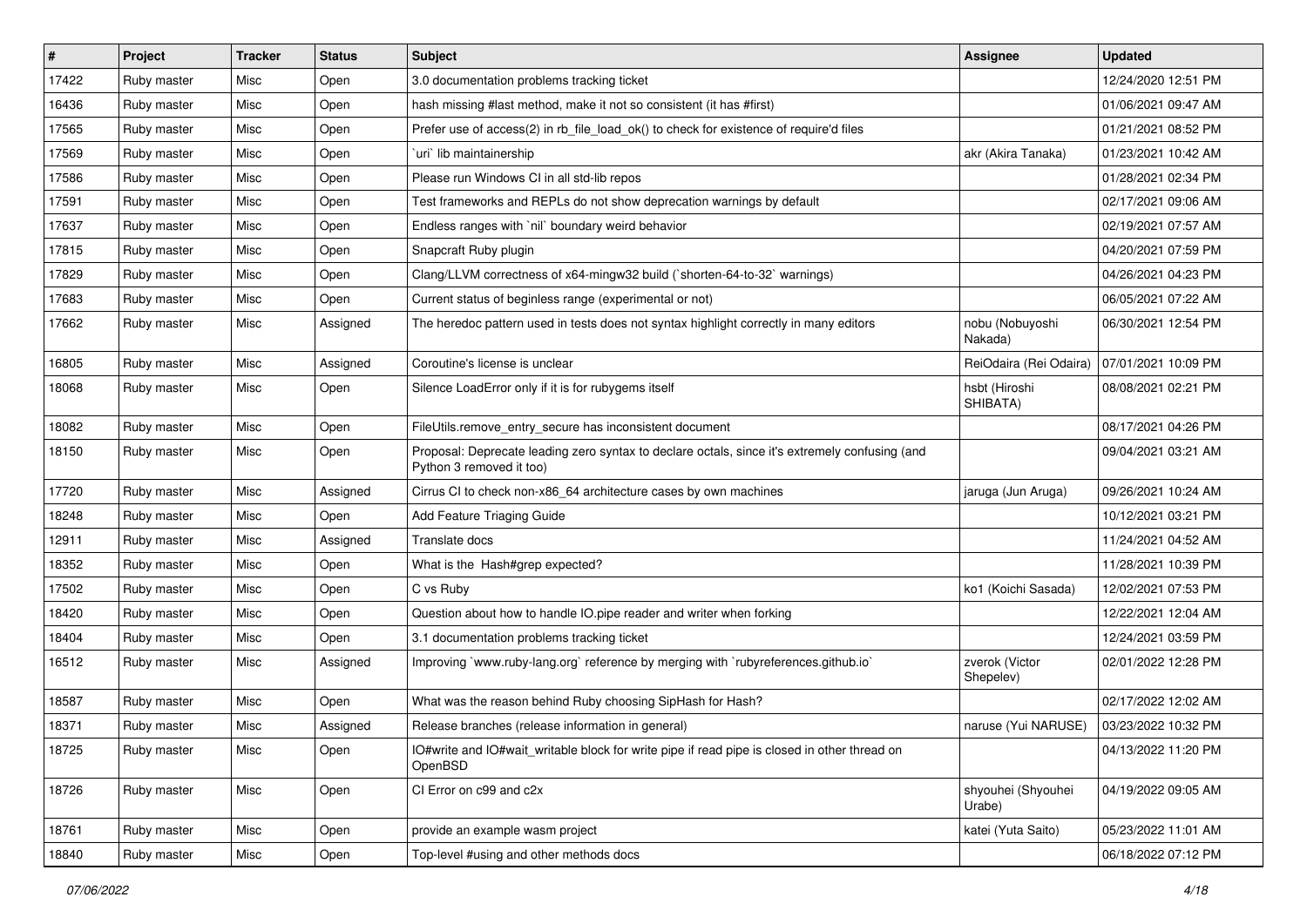| # | Project | Tracker | Status | Subject | Assignee | Updated |
|---|---|---|---|---|---|---|
| 17422 | Ruby master | Misc | Open | 3.0 documentation problems tracking ticket | | 12/24/2020 12:51 PM |
| 16436 | Ruby master | Misc | Open | hash missing #last method, make it not so consistent (it has #first) | | 01/06/2021 09:47 AM |
| 17565 | Ruby master | Misc | Open | Prefer use of access(2) in rb_file_load_ok() to check for existence of require'd files | | 01/21/2021 08:52 PM |
| 17569 | Ruby master | Misc | Open | `uri` lib maintainership | akr (Akira Tanaka) | 01/23/2021 10:42 AM |
| 17586 | Ruby master | Misc | Open | Please run Windows CI in all std-lib repos | | 01/28/2021 02:34 PM |
| 17591 | Ruby master | Misc | Open | Test frameworks and REPLs do not show deprecation warnings by default | | 02/17/2021 09:06 AM |
| 17637 | Ruby master | Misc | Open | Endless ranges with `nil` boundary weird behavior | | 02/19/2021 07:57 AM |
| 17815 | Ruby master | Misc | Open | Snapcraft Ruby plugin | | 04/20/2021 07:59 PM |
| 17829 | Ruby master | Misc | Open | Clang/LLVM correctness of x64-mingw32 build (`shorten-64-to-32` warnings) | | 04/26/2021 04:23 PM |
| 17683 | Ruby master | Misc | Open | Current status of beginless range (experimental or not) | | 06/05/2021 07:22 AM |
| 17662 | Ruby master | Misc | Assigned | The heredoc pattern used in tests does not syntax highlight correctly in many editors | nobu (Nobuyoshi Nakada) | 06/30/2021 12:54 PM |
| 16805 | Ruby master | Misc | Assigned | Coroutine's license is unclear | ReiOdaira (Rei Odaira) | 07/01/2021 10:09 PM |
| 18068 | Ruby master | Misc | Open | Silence LoadError only if it is for rubygems itself | hsbt (Hiroshi SHIBATA) | 08/08/2021 02:21 PM |
| 18082 | Ruby master | Misc | Open | FileUtils.remove_entry_secure has inconsistent document | | 08/17/2021 04:26 PM |
| 18150 | Ruby master | Misc | Open | Proposal: Deprecate leading zero syntax to declare octals, since it's extremely confusing (and Python 3 removed it too) | | 09/04/2021 03:21 AM |
| 17720 | Ruby master | Misc | Assigned | Cirrus CI to check non-x86_64 architecture cases by own machines | jaruga (Jun Aruga) | 09/26/2021 10:24 AM |
| 18248 | Ruby master | Misc | Open | Add Feature Triaging Guide | | 10/12/2021 03:21 PM |
| 12911 | Ruby master | Misc | Assigned | Translate docs | | 11/24/2021 04:52 AM |
| 18352 | Ruby master | Misc | Open | What is the Hash#grep expected? | | 11/28/2021 10:39 PM |
| 17502 | Ruby master | Misc | Open | C vs Ruby | ko1 (Koichi Sasada) | 12/02/2021 07:53 PM |
| 18420 | Ruby master | Misc | Open | Question about how to handle IO.pipe reader and writer when forking | | 12/22/2021 12:04 AM |
| 18404 | Ruby master | Misc | Open | 3.1 documentation problems tracking ticket | | 12/24/2021 03:59 PM |
| 16512 | Ruby master | Misc | Assigned | Improving `www.ruby-lang.org` reference by merging with `rubyreferences.github.io` | zverok (Victor Shepelev) | 02/01/2022 12:28 PM |
| 18587 | Ruby master | Misc | Open | What was the reason behind Ruby choosing SipHash for Hash? | | 02/17/2022 12:02 AM |
| 18371 | Ruby master | Misc | Assigned | Release branches (release information in general) | naruse (Yui NARUSE) | 03/23/2022 10:32 PM |
| 18725 | Ruby master | Misc | Open | IO#write and IO#wait_writable block for write pipe if read pipe is closed in other thread on OpenBSD | | 04/13/2022 11:20 PM |
| 18726 | Ruby master | Misc | Open | CI Error on c99 and c2x | shyouhei (Shyouhei Urabe) | 04/19/2022 09:05 AM |
| 18761 | Ruby master | Misc | Open | provide an example wasm project | katei (Yuta Saito) | 05/23/2022 11:01 AM |
| 18840 | Ruby master | Misc | Open | Top-level #using and other methods docs | | 06/18/2022 07:12 PM |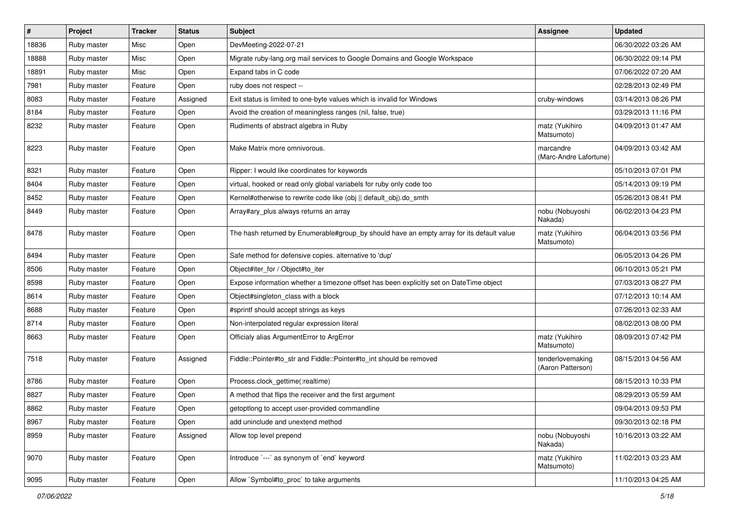| # | Project | Tracker | Status | Subject | Assignee | Updated |
|---|---|---|---|---|---|---|
| 18836 | Ruby master | Misc | Open | DevMeeting-2022-07-21 | | 06/30/2022 03:26 AM |
| 18888 | Ruby master | Misc | Open | Migrate ruby-lang.org mail services to Google Domains and Google Workspace | | 06/30/2022 09:14 PM |
| 18891 | Ruby master | Misc | Open | Expand tabs in C code | | 07/06/2022 07:20 AM |
| 7981 | Ruby master | Feature | Open | ruby does not respect -- | | 02/28/2013 02:49 PM |
| 8083 | Ruby master | Feature | Assigned | Exit status is limited to one-byte values which is invalid for Windows | cruby-windows | 03/14/2013 08:26 PM |
| 8184 | Ruby master | Feature | Open | Avoid the creation of meaningless ranges (nil, false, true) | | 03/29/2013 11:16 PM |
| 8232 | Ruby master | Feature | Open | Rudiments of abstract algebra in Ruby | matz (Yukihiro Matsumoto) | 04/09/2013 01:47 AM |
| 8223 | Ruby master | Feature | Open | Make Matrix more omnivorous. | marcandre (Marc-Andre Lafortune) | 04/09/2013 03:42 AM |
| 8321 | Ruby master | Feature | Open | Ripper: I would like coordinates for keywords | | 05/10/2013 07:01 PM |
| 8404 | Ruby master | Feature | Open | virtual, hooked or read only global variabels for ruby only code too | | 05/14/2013 09:19 PM |
| 8452 | Ruby master | Feature | Open | Kernel#otherwise to rewrite code like (obj \|\| default_obj).do_smth | | 05/26/2013 08:41 PM |
| 8449 | Ruby master | Feature | Open | Array#ary_plus always returns an array | nobu (Nobuyoshi Nakada) | 06/02/2013 04:23 PM |
| 8478 | Ruby master | Feature | Open | The hash returned by Enumerable#group_by should have an empty array for its default value | matz (Yukihiro Matsumoto) | 06/04/2013 03:56 PM |
| 8494 | Ruby master | Feature | Open | Safe method for defensive copies. alternative to 'dup' | | 06/05/2013 04:26 PM |
| 8506 | Ruby master | Feature | Open | Object#iter_for / Object#to_iter | | 06/10/2013 05:21 PM |
| 8598 | Ruby master | Feature | Open | Expose information whether a timezone offset has been explicitly set on DateTime object | | 07/03/2013 08:27 PM |
| 8614 | Ruby master | Feature | Open | Object#singleton_class with a block | | 07/12/2013 10:14 AM |
| 8688 | Ruby master | Feature | Open | #sprintf should accept strings as keys | | 07/26/2013 02:33 AM |
| 8714 | Ruby master | Feature | Open | Non-interpolated regular expression literal | | 08/02/2013 08:00 PM |
| 8663 | Ruby master | Feature | Open | Officialy alias ArgumentError to ArgError | matz (Yukihiro Matsumoto) | 08/09/2013 07:42 PM |
| 7518 | Ruby master | Feature | Assigned | Fiddle::Pointer#to_str and Fiddle::Pointer#to_int should be removed | tenderlovemaking (Aaron Patterson) | 08/15/2013 04:56 AM |
| 8786 | Ruby master | Feature | Open | Process.clock_gettime(:realtime) | | 08/15/2013 10:33 PM |
| 8827 | Ruby master | Feature | Open | A method that flips the receiver and the first argument | | 08/29/2013 05:59 AM |
| 8862 | Ruby master | Feature | Open | getoptlong to accept user-provided commandline | | 09/04/2013 09:53 PM |
| 8967 | Ruby master | Feature | Open | add uninclude and unextend method | | 09/30/2013 02:18 PM |
| 8959 | Ruby master | Feature | Assigned | Allow top level prepend | nobu (Nobuyoshi Nakada) | 10/16/2013 03:22 AM |
| 9070 | Ruby master | Feature | Open | Introduce `---` as synonym of `end` keyword | matz (Yukihiro Matsumoto) | 11/02/2013 03:23 AM |
| 9095 | Ruby master | Feature | Open | Allow `Symbol#to_proc` to take arguments | | 11/10/2013 04:25 AM |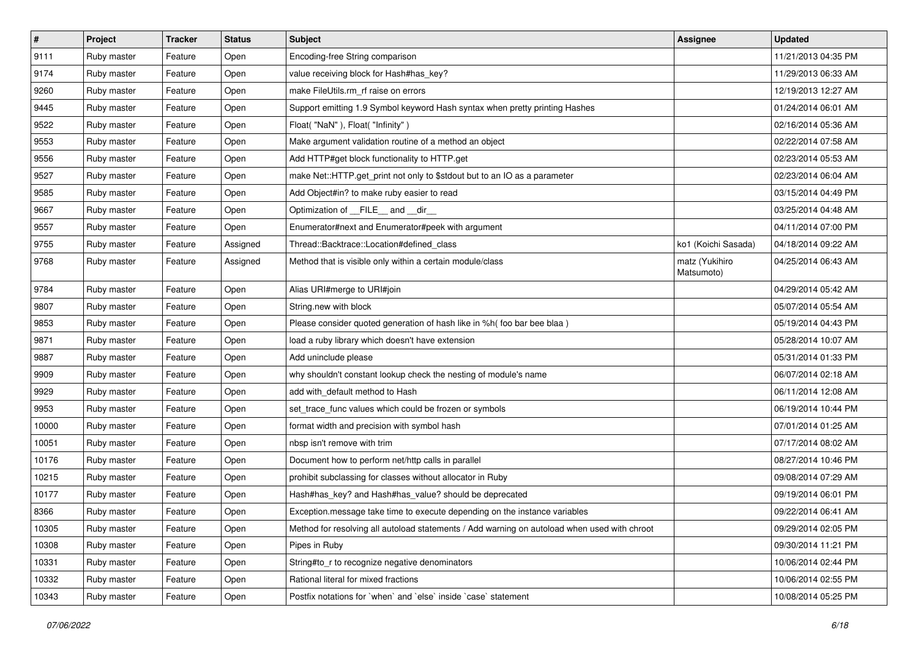| # | Project | Tracker | Status | Subject | Assignee | Updated |
|---|---|---|---|---|---|---|
| 9111 | Ruby master | Feature | Open | Encoding-free String comparison | | 11/21/2013 04:35 PM |
| 9174 | Ruby master | Feature | Open | value receiving block for Hash#has_key? | | 11/29/2013 06:33 AM |
| 9260 | Ruby master | Feature | Open | make FileUtils.rm_rf raise on errors | | 12/19/2013 12:27 AM |
| 9445 | Ruby master | Feature | Open | Support emitting 1.9 Symbol keyword Hash syntax when pretty printing Hashes | | 01/24/2014 06:01 AM |
| 9522 | Ruby master | Feature | Open | Float( "NaN" ), Float( "Infinity" ) | | 02/16/2014 05:36 AM |
| 9553 | Ruby master | Feature | Open | Make argument validation routine of a method an object | | 02/22/2014 07:58 AM |
| 9556 | Ruby master | Feature | Open | Add HTTP#get block functionality to HTTP.get | | 02/23/2014 05:53 AM |
| 9527 | Ruby master | Feature | Open | make Net::HTTP.get_print not only to $stdout but to an IO as a parameter | | 02/23/2014 06:04 AM |
| 9585 | Ruby master | Feature | Open | Add Object#in? to make ruby easier to read | | 03/15/2014 04:49 PM |
| 9667 | Ruby master | Feature | Open | Optimization of __FILE__ and __dir__ | | 03/25/2014 04:48 AM |
| 9557 | Ruby master | Feature | Open | Enumerator#next and Enumerator#peek with argument | | 04/11/2014 07:00 PM |
| 9755 | Ruby master | Feature | Assigned | Thread::Backtrace::Location#defined_class | ko1 (Koichi Sasada) | 04/18/2014 09:22 AM |
| 9768 | Ruby master | Feature | Assigned | Method that is visible only within a certain module/class | matz (Yukihiro Matsumoto) | 04/25/2014 06:43 AM |
| 9784 | Ruby master | Feature | Open | Alias URI#merge to URI#join | | 04/29/2014 05:42 AM |
| 9807 | Ruby master | Feature | Open | String.new with block | | 05/07/2014 05:54 AM |
| 9853 | Ruby master | Feature | Open | Please consider quoted generation of hash like in %h( foo bar bee blaa ) | | 05/19/2014 04:43 PM |
| 9871 | Ruby master | Feature | Open | load a ruby library which doesn't have extension | | 05/28/2014 10:07 AM |
| 9887 | Ruby master | Feature | Open | Add uninclude please | | 05/31/2014 01:33 PM |
| 9909 | Ruby master | Feature | Open | why shouldn't constant lookup check the nesting of module's name | | 06/07/2014 02:18 AM |
| 9929 | Ruby master | Feature | Open | add with_default method to Hash | | 06/11/2014 12:08 AM |
| 9953 | Ruby master | Feature | Open | set_trace_func values which could be frozen or symbols | | 06/19/2014 10:44 PM |
| 10000 | Ruby master | Feature | Open | format width and precision with symbol hash | | 07/01/2014 01:25 AM |
| 10051 | Ruby master | Feature | Open | nbsp isn't remove with trim | | 07/17/2014 08:02 AM |
| 10176 | Ruby master | Feature | Open | Document how to perform net/http calls in parallel | | 08/27/2014 10:46 PM |
| 10215 | Ruby master | Feature | Open | prohibit subclassing for classes without allocator in Ruby | | 09/08/2014 07:29 AM |
| 10177 | Ruby master | Feature | Open | Hash#has_key? and Hash#has_value? should be deprecated | | 09/19/2014 06:01 PM |
| 8366 | Ruby master | Feature | Open | Exception.message take time to execute depending on the instance variables | | 09/22/2014 06:41 AM |
| 10305 | Ruby master | Feature | Open | Method for resolving all autoload statements / Add warning on autoload when used with chroot | | 09/29/2014 02:05 PM |
| 10308 | Ruby master | Feature | Open | Pipes in Ruby | | 09/30/2014 11:21 PM |
| 10331 | Ruby master | Feature | Open | String#to_r to recognize negative denominators | | 10/06/2014 02:44 PM |
| 10332 | Ruby master | Feature | Open | Rational literal for mixed fractions | | 10/06/2014 02:55 PM |
| 10343 | Ruby master | Feature | Open | Postfix notations for `when` and `else` inside `case` statement | | 10/08/2014 05:25 PM |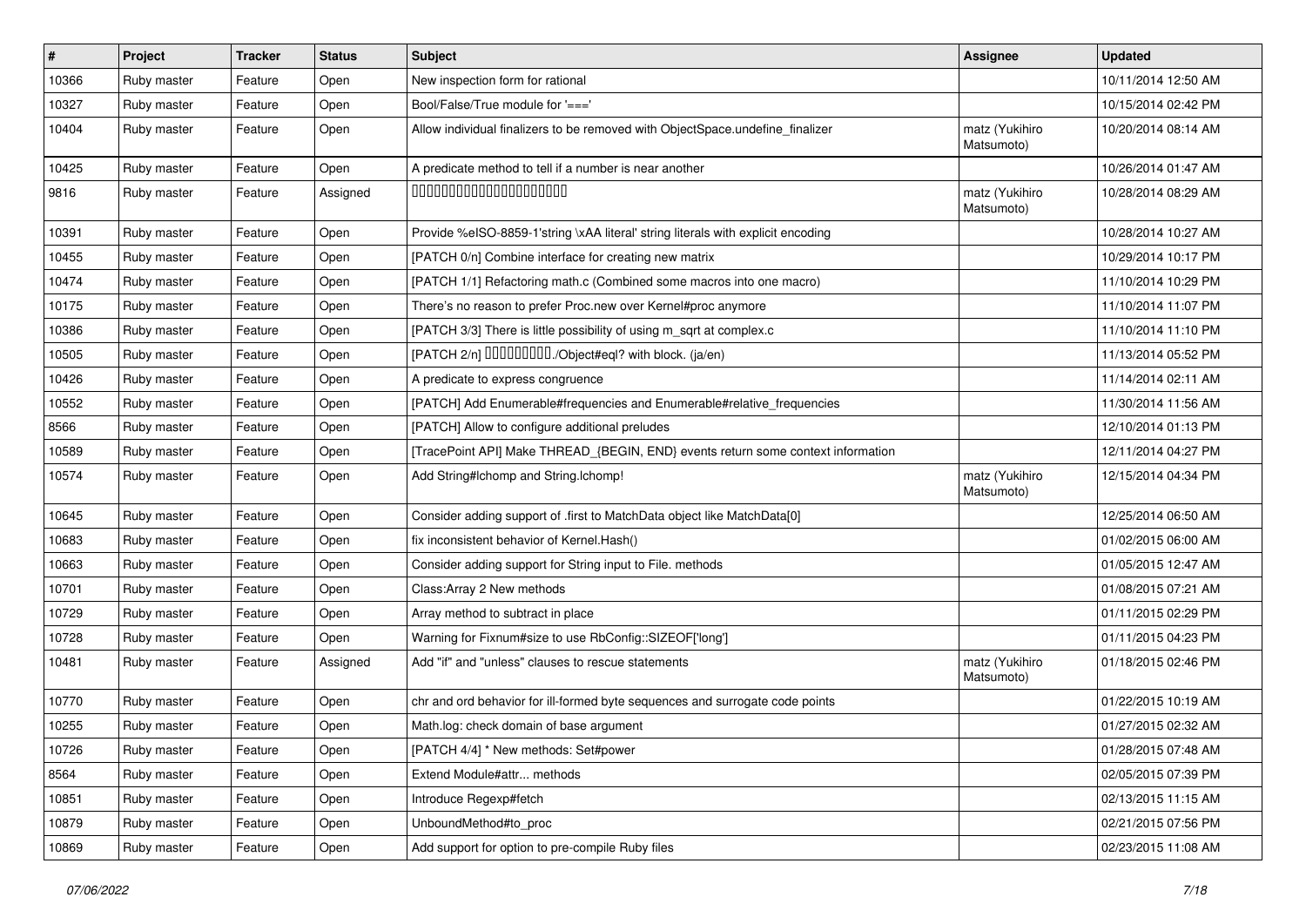| # | Project | Tracker | Status | Subject | Assignee | Updated |
|---|---|---|---|---|---|---|
| 10366 | Ruby master | Feature | Open | New inspection form for rational | | 10/11/2014 12:50 AM |
| 10327 | Ruby master | Feature | Open | Bool/False/True module for '===' | | 10/15/2014 02:42 PM |
| 10404 | Ruby master | Feature | Open | Allow individual finalizers to be removed with ObjectSpace.undefine_finalizer | matz (Yukihiro Matsumoto) | 10/20/2014 08:14 AM |
| 10425 | Ruby master | Feature | Open | A predicate method to tell if a number is near another | | 10/26/2014 01:47 AM |
| 9816 | Ruby master | Feature | Assigned | 00000000000000000000000 | matz (Yukihiro Matsumoto) | 10/28/2014 08:29 AM |
| 10391 | Ruby master | Feature | Open | Provide %eISO-8859-1'string \xAA literal' string literals with explicit encoding | | 10/28/2014 10:27 AM |
| 10455 | Ruby master | Feature | Open | [PATCH 0/n] Combine interface for creating new matrix | | 10/29/2014 10:17 PM |
| 10474 | Ruby master | Feature | Open | [PATCH 1/1] Refactoring math.c (Combined some macros into one macro) | | 11/10/2014 10:29 PM |
| 10175 | Ruby master | Feature | Open | There's no reason to prefer Proc.new over Kernel#proc anymore | | 11/10/2014 11:07 PM |
| 10386 | Ruby master | Feature | Open | [PATCH 3/3] There is little possibility of using m_sqrt at complex.c | | 11/10/2014 11:10 PM |
| 10505 | Ruby master | Feature | Open | [PATCH 2/n] 000000000./Object#eql? with block. (ja/en) | | 11/13/2014 05:52 PM |
| 10426 | Ruby master | Feature | Open | A predicate to express congruence | | 11/14/2014 02:11 AM |
| 10552 | Ruby master | Feature | Open | [PATCH] Add Enumerable#frequencies and Enumerable#relative_frequencies | | 11/30/2014 11:56 AM |
| 8566 | Ruby master | Feature | Open | [PATCH] Allow to configure additional preludes | | 12/10/2014 01:13 PM |
| 10589 | Ruby master | Feature | Open | [TracePoint API] Make THREAD_{BEGIN, END} events return some context information | | 12/11/2014 04:27 PM |
| 10574 | Ruby master | Feature | Open | Add String#lchomp and String.lchomp! | matz (Yukihiro Matsumoto) | 12/15/2014 04:34 PM |
| 10645 | Ruby master | Feature | Open | Consider adding support of .first to MatchData object like MatchData[0] | | 12/25/2014 06:50 AM |
| 10683 | Ruby master | Feature | Open | fix inconsistent behavior of Kernel.Hash() | | 01/02/2015 06:00 AM |
| 10663 | Ruby master | Feature | Open | Consider adding support for String input to File. methods | | 01/05/2015 12:47 AM |
| 10701 | Ruby master | Feature | Open | Class:Array 2 New methods | | 01/08/2015 07:21 AM |
| 10729 | Ruby master | Feature | Open | Array method to subtract in place | | 01/11/2015 02:29 PM |
| 10728 | Ruby master | Feature | Open | Warning for Fixnum#size to use RbConfig::SIZEOF['long'] | | 01/11/2015 04:23 PM |
| 10481 | Ruby master | Feature | Assigned | Add "if" and "unless" clauses to rescue statements | matz (Yukihiro Matsumoto) | 01/18/2015 02:46 PM |
| 10770 | Ruby master | Feature | Open | chr and ord behavior for ill-formed byte sequences and surrogate code points | | 01/22/2015 10:19 AM |
| 10255 | Ruby master | Feature | Open | Math.log: check domain of base argument | | 01/27/2015 02:32 AM |
| 10726 | Ruby master | Feature | Open | [PATCH 4/4] * New methods: Set#power | | 01/28/2015 07:48 AM |
| 8564 | Ruby master | Feature | Open | Extend Module#attr... methods | | 02/05/2015 07:39 PM |
| 10851 | Ruby master | Feature | Open | Introduce Regexp#fetch | | 02/13/2015 11:15 AM |
| 10879 | Ruby master | Feature | Open | UnboundMethod#to_proc | | 02/21/2015 07:56 PM |
| 10869 | Ruby master | Feature | Open | Add support for option to pre-compile Ruby files | | 02/23/2015 11:08 AM |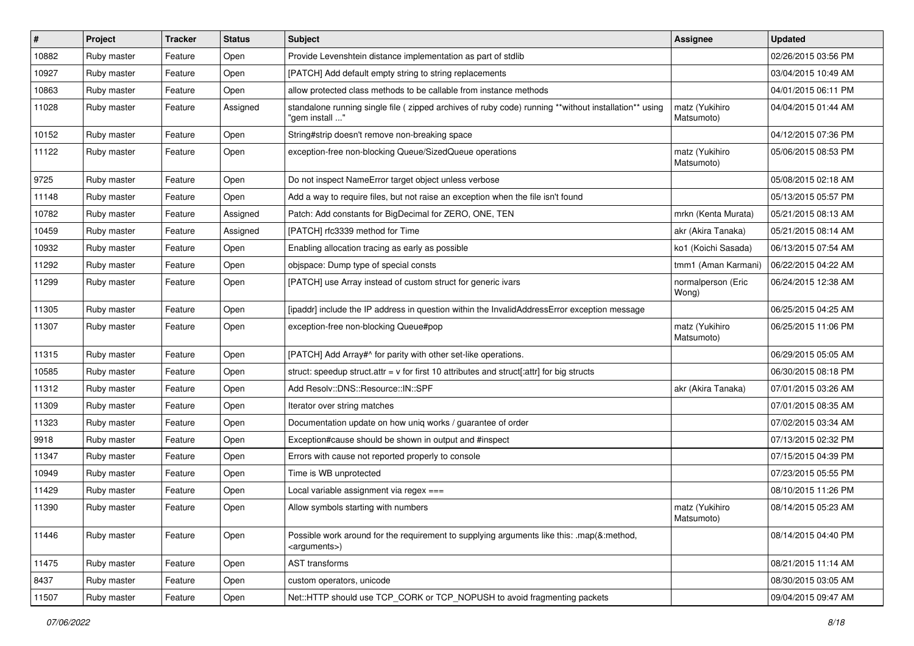| # | Project | Tracker | Status | Subject | Assignee | Updated |
|---|---|---|---|---|---|---|
| 10882 | Ruby master | Feature | Open | Provide Levenshtein distance implementation as part of stdlib | | 02/26/2015 03:56 PM |
| 10927 | Ruby master | Feature | Open | [PATCH] Add default empty string to string replacements | | 03/04/2015 10:49 AM |
| 10863 | Ruby master | Feature | Open | allow protected class methods to be callable from instance methods | | 04/01/2015 06:11 PM |
| 11028 | Ruby master | Feature | Assigned | standalone running single file ( zipped archives of ruby code) running **without installation** using "gem install ..." | matz (Yukihiro Matsumoto) | 04/04/2015 01:44 AM |
| 10152 | Ruby master | Feature | Open | String#strip doesn't remove non-breaking space | | 04/12/2015 07:36 PM |
| 11122 | Ruby master | Feature | Open | exception-free non-blocking Queue/SizedQueue operations | matz (Yukihiro Matsumoto) | 05/06/2015 08:53 PM |
| 9725 | Ruby master | Feature | Open | Do not inspect NameError target object unless verbose | | 05/08/2015 02:18 AM |
| 11148 | Ruby master | Feature | Open | Add a way to require files, but not raise an exception when the file isn't found | | 05/13/2015 05:57 PM |
| 10782 | Ruby master | Feature | Assigned | Patch: Add constants for BigDecimal for ZERO, ONE, TEN | mrkn (Kenta Murata) | 05/21/2015 08:13 AM |
| 10459 | Ruby master | Feature | Assigned | [PATCH] rfc3339 method for Time | akr (Akira Tanaka) | 05/21/2015 08:14 AM |
| 10932 | Ruby master | Feature | Open | Enabling allocation tracing as early as possible | ko1 (Koichi Sasada) | 06/13/2015 07:54 AM |
| 11292 | Ruby master | Feature | Open | objspace: Dump type of special consts | tmm1 (Aman Karmani) | 06/22/2015 04:22 AM |
| 11299 | Ruby master | Feature | Open | [PATCH] use Array instead of custom struct for generic ivars | normalperson (Eric Wong) | 06/24/2015 12:38 AM |
| 11305 | Ruby master | Feature | Open | [ipaddr] include the IP address in question within the InvalidAddressError exception message | | 06/25/2015 04:25 AM |
| 11307 | Ruby master | Feature | Open | exception-free non-blocking Queue#pop | matz (Yukihiro Matsumoto) | 06/25/2015 11:06 PM |
| 11315 | Ruby master | Feature | Open | [PATCH] Add Array#^ for parity with other set-like operations. | | 06/29/2015 05:05 AM |
| 10585 | Ruby master | Feature | Open | struct: speedup struct.attr = v for first 10 attributes and struct[:attr] for big structs | | 06/30/2015 08:18 PM |
| 11312 | Ruby master | Feature | Open | Add Resolv::DNS::Resource::IN::SPF | akr (Akira Tanaka) | 07/01/2015 03:26 AM |
| 11309 | Ruby master | Feature | Open | Iterator over string matches | | 07/01/2015 08:35 AM |
| 11323 | Ruby master | Feature | Open | Documentation update on how uniq works / guarantee of order | | 07/02/2015 03:34 AM |
| 9918 | Ruby master | Feature | Open | Exception#cause should be shown in output and #inspect | | 07/13/2015 02:32 PM |
| 11347 | Ruby master | Feature | Open | Errors with cause not reported properly to console | | 07/15/2015 04:39 PM |
| 10949 | Ruby master | Feature | Open | Time is WB unprotected | | 07/23/2015 05:55 PM |
| 11429 | Ruby master | Feature | Open | Local variable assignment via regex === | | 08/10/2015 11:26 PM |
| 11390 | Ruby master | Feature | Open | Allow symbols starting with numbers | matz (Yukihiro Matsumoto) | 08/14/2015 05:23 AM |
| 11446 | Ruby master | Feature | Open | Possible work around for the requirement to supplying arguments like this: .map(&:method, <arguments>) | | 08/14/2015 04:40 PM |
| 11475 | Ruby master | Feature | Open | AST transforms | | 08/21/2015 11:14 AM |
| 8437 | Ruby master | Feature | Open | custom operators, unicode | | 08/30/2015 03:05 AM |
| 11507 | Ruby master | Feature | Open | Net::HTTP should use TCP_CORK or TCP_NOPUSH to avoid fragmenting packets | | 09/04/2015 09:47 AM |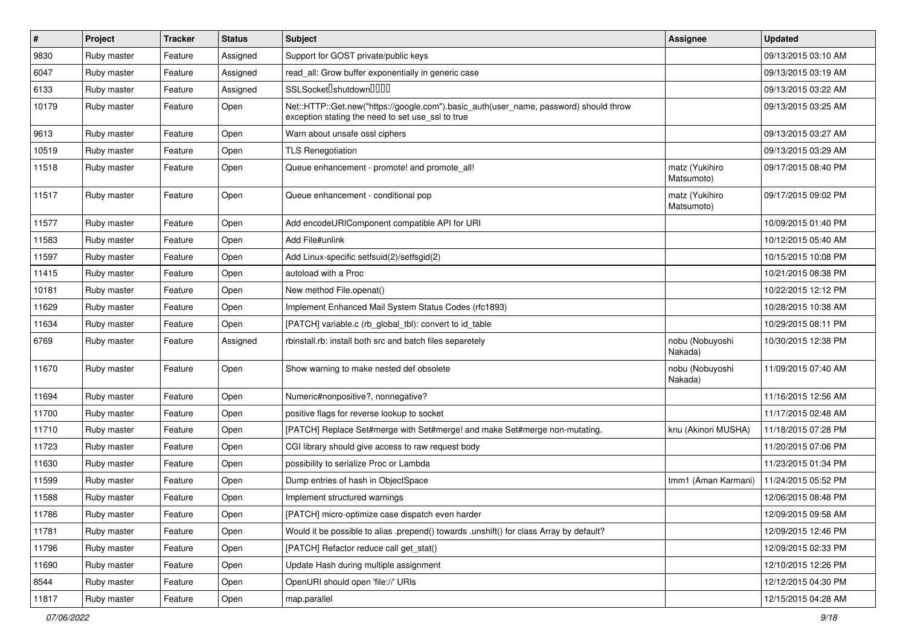| # | Project | Tracker | Status | Subject | Assignee | Updated |
|---|---|---|---|---|---|---|
| 9830 | Ruby master | Feature | Assigned | Support for GOST private/public keys | | 09/13/2015 03:10 AM |
| 6047 | Ruby master | Feature | Assigned | read_all: Grow buffer exponentially in generic case | | 09/13/2015 03:19 AM |
| 6133 | Ruby master | Feature | Assigned | SSLSocket□shutdown□□□□ | | 09/13/2015 03:22 AM |
| 10179 | Ruby master | Feature | Open | Net::HTTP::Get.new("https://google.com").basic_auth(user_name, password) should throw exception stating the need to set use_ssl to true | | 09/13/2015 03:25 AM |
| 9613 | Ruby master | Feature | Open | Warn about unsafe ossl ciphers | | 09/13/2015 03:27 AM |
| 10519 | Ruby master | Feature | Open | TLS Renegotiation | | 09/13/2015 03:29 AM |
| 11518 | Ruby master | Feature | Open | Queue enhancement - promote! and promote_all! | matz (Yukihiro Matsumoto) | 09/17/2015 08:40 PM |
| 11517 | Ruby master | Feature | Open | Queue enhancement - conditional pop | matz (Yukihiro Matsumoto) | 09/17/2015 09:02 PM |
| 11577 | Ruby master | Feature | Open | Add encodeURIComponent compatible API for URI | | 10/09/2015 01:40 PM |
| 11583 | Ruby master | Feature | Open | Add File#unlink | | 10/12/2015 05:40 AM |
| 11597 | Ruby master | Feature | Open | Add Linux-specific setfsuid(2)/setfsgid(2) | | 10/15/2015 10:08 PM |
| 11415 | Ruby master | Feature | Open | autoload with a Proc | | 10/21/2015 08:38 PM |
| 10181 | Ruby master | Feature | Open | New method File.openat() | | 10/22/2015 12:12 PM |
| 11629 | Ruby master | Feature | Open | Implement Enhanced Mail System Status Codes (rfc1893) | | 10/28/2015 10:38 AM |
| 11634 | Ruby master | Feature | Open | [PATCH] variable.c (rb_global_tbl): convert to id_table | | 10/29/2015 08:11 PM |
| 6769 | Ruby master | Feature | Assigned | rbinstall.rb: install both src and batch files separetely | nobu (Nobuyoshi Nakada) | 10/30/2015 12:38 PM |
| 11670 | Ruby master | Feature | Open | Show warning to make nested def obsolete | nobu (Nobuyoshi Nakada) | 11/09/2015 07:40 AM |
| 11694 | Ruby master | Feature | Open | Numeric#nonpositive?, nonnegative? | | 11/16/2015 12:56 AM |
| 11700 | Ruby master | Feature | Open | positive flags for reverse lookup to socket | | 11/17/2015 02:48 AM |
| 11710 | Ruby master | Feature | Open | [PATCH] Replace Set#merge with Set#merge! and make Set#merge non-mutating. | knu (Akinori MUSHA) | 11/18/2015 07:28 PM |
| 11723 | Ruby master | Feature | Open | CGI library should give access to raw request body | | 11/20/2015 07:06 PM |
| 11630 | Ruby master | Feature | Open | possibility to serialize Proc or Lambda | | 11/23/2015 01:34 PM |
| 11599 | Ruby master | Feature | Open | Dump entries of hash in ObjectSpace | tmm1 (Aman Karmani) | 11/24/2015 05:52 PM |
| 11588 | Ruby master | Feature | Open | Implement structured warnings | | 12/06/2015 08:48 PM |
| 11786 | Ruby master | Feature | Open | [PATCH] micro-optimize case dispatch even harder | | 12/09/2015 09:58 AM |
| 11781 | Ruby master | Feature | Open | Would it be possible to alias .prepend() towards .unshift() for class Array by default? | | 12/09/2015 12:46 PM |
| 11796 | Ruby master | Feature | Open | [PATCH] Refactor reduce call get_stat() | | 12/09/2015 02:33 PM |
| 11690 | Ruby master | Feature | Open | Update Hash during multiple assignment | | 12/10/2015 12:26 PM |
| 8544 | Ruby master | Feature | Open | OpenURI should open 'file://' URIs | | 12/12/2015 04:30 PM |
| 11817 | Ruby master | Feature | Open | map.parallel | | 12/15/2015 04:28 AM |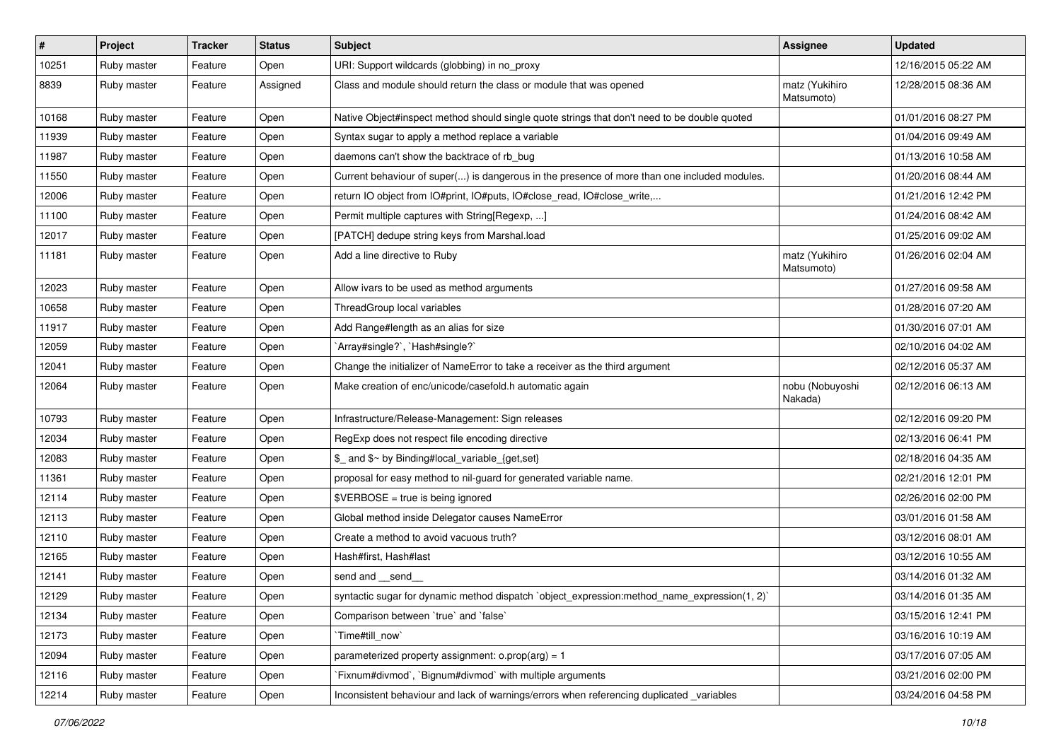| # | Project | Tracker | Status | Subject | Assignee | Updated |
|---|---|---|---|---|---|---|
| 10251 | Ruby master | Feature | Open | URI: Support wildcards (globbing) in no_proxy | | 12/16/2015 05:22 AM |
| 8839 | Ruby master | Feature | Assigned | Class and module should return the class or module that was opened | matz (Yukihiro Matsumoto) | 12/28/2015 08:36 AM |
| 10168 | Ruby master | Feature | Open | Native Object#inspect method should single quote strings that don't need to be double quoted | | 01/01/2016 08:27 PM |
| 11939 | Ruby master | Feature | Open | Syntax sugar to apply a method replace a variable | | 01/04/2016 09:49 AM |
| 11987 | Ruby master | Feature | Open | daemons can't show the backtrace of rb_bug | | 01/13/2016 10:58 AM |
| 11550 | Ruby master | Feature | Open | Current behaviour of super(...) is dangerous in the presence of more than one included modules. | | 01/20/2016 08:44 AM |
| 12006 | Ruby master | Feature | Open | return IO object from IO#print, IO#puts, IO#close_read, IO#close_write,... | | 01/21/2016 12:42 PM |
| 11100 | Ruby master | Feature | Open | Permit multiple captures with String[Regexp, ...] | | 01/24/2016 08:42 AM |
| 12017 | Ruby master | Feature | Open | [PATCH] dedupe string keys from Marshal.load | | 01/25/2016 09:02 AM |
| 11181 | Ruby master | Feature | Open | Add a line directive to Ruby | matz (Yukihiro Matsumoto) | 01/26/2016 02:04 AM |
| 12023 | Ruby master | Feature | Open | Allow ivars to be used as method arguments | | 01/27/2016 09:58 AM |
| 10658 | Ruby master | Feature | Open | ThreadGroup local variables | | 01/28/2016 07:20 AM |
| 11917 | Ruby master | Feature | Open | Add Range#length as an alias for size | | 01/30/2016 07:01 AM |
| 12059 | Ruby master | Feature | Open | `Array#single?`, `Hash#single?` | | 02/10/2016 04:02 AM |
| 12041 | Ruby master | Feature | Open | Change the initializer of NameError to take a receiver as the third argument | | 02/12/2016 05:37 AM |
| 12064 | Ruby master | Feature | Open | Make creation of enc/unicode/casefold.h automatic again | nobu (Nobuyoshi Nakada) | 02/12/2016 06:13 AM |
| 10793 | Ruby master | Feature | Open | Infrastructure/Release-Management: Sign releases | | 02/12/2016 09:20 PM |
| 12034 | Ruby master | Feature | Open | RegExp does not respect file encoding directive | | 02/13/2016 06:41 PM |
| 12083 | Ruby master | Feature | Open | $_ and $~ by Binding#local_variable_{get,set} | | 02/18/2016 04:35 AM |
| 11361 | Ruby master | Feature | Open | proposal for easy method to nil-guard for generated variable name. | | 02/21/2016 12:01 PM |
| 12114 | Ruby master | Feature | Open | $VERBOSE = true is being ignored | | 02/26/2016 02:00 PM |
| 12113 | Ruby master | Feature | Open | Global method inside Delegator causes NameError | | 03/01/2016 01:58 AM |
| 12110 | Ruby master | Feature | Open | Create a method to avoid vacuous truth? | | 03/12/2016 08:01 AM |
| 12165 | Ruby master | Feature | Open | Hash#first, Hash#last | | 03/12/2016 10:55 AM |
| 12141 | Ruby master | Feature | Open | send and __send__ | | 03/14/2016 01:32 AM |
| 12129 | Ruby master | Feature | Open | syntactic sugar for dynamic method dispatch `object_expression:method_name_expression(1, 2)` | | 03/14/2016 01:35 AM |
| 12134 | Ruby master | Feature | Open | Comparison between `true` and `false` | | 03/15/2016 12:41 PM |
| 12173 | Ruby master | Feature | Open | `Time#till_now` | | 03/16/2016 10:19 AM |
| 12094 | Ruby master | Feature | Open | parameterized property assignment: o.prop(arg) = 1 | | 03/17/2016 07:05 AM |
| 12116 | Ruby master | Feature | Open | `Fixnum#divmod`, `Bignum#divmod` with multiple arguments | | 03/21/2016 02:00 PM |
| 12214 | Ruby master | Feature | Open | Inconsistent behaviour and lack of warnings/errors when referencing duplicated _variables | | 03/24/2016 04:58 PM |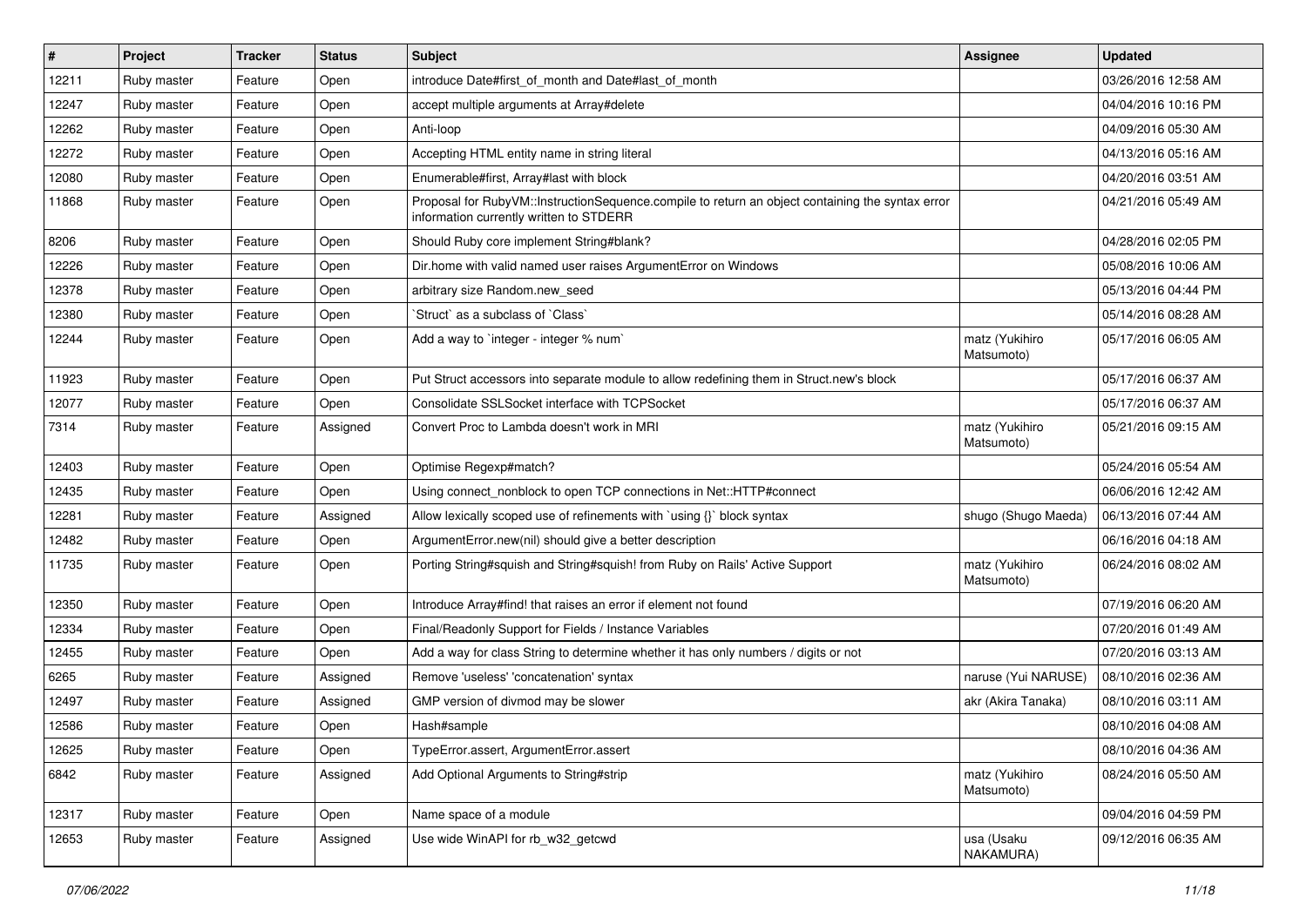| # | Project | Tracker | Status | Subject | Assignee | Updated |
| --- | --- | --- | --- | --- | --- | --- |
| 12211 | Ruby master | Feature | Open | introduce Date#first_of_month and Date#last_of_month | | 03/26/2016 12:58 AM |
| 12247 | Ruby master | Feature | Open | accept multiple arguments at Array#delete | | 04/04/2016 10:16 PM |
| 12262 | Ruby master | Feature | Open | Anti-loop | | 04/09/2016 05:30 AM |
| 12272 | Ruby master | Feature | Open | Accepting HTML entity name in string literal | | 04/13/2016 05:16 AM |
| 12080 | Ruby master | Feature | Open | Enumerable#first, Array#last with block | | 04/20/2016 03:51 AM |
| 11868 | Ruby master | Feature | Open | Proposal for RubyVM::InstructionSequence.compile to return an object containing the syntax error information currently written to STDERR | | 04/21/2016 05:49 AM |
| 8206 | Ruby master | Feature | Open | Should Ruby core implement String#blank? | | 04/28/2016 02:05 PM |
| 12226 | Ruby master | Feature | Open | Dir.home with valid named user raises ArgumentError on Windows | | 05/08/2016 10:06 AM |
| 12378 | Ruby master | Feature | Open | arbitrary size Random.new_seed | | 05/13/2016 04:44 PM |
| 12380 | Ruby master | Feature | Open | `Struct` as a subclass of `Class` | | 05/14/2016 08:28 AM |
| 12244 | Ruby master | Feature | Open | Add a way to `integer - integer % num` | matz (Yukihiro Matsumoto) | 05/17/2016 06:05 AM |
| 11923 | Ruby master | Feature | Open | Put Struct accessors into separate module to allow redefining them in Struct.new's block | | 05/17/2016 06:37 AM |
| 12077 | Ruby master | Feature | Open | Consolidate SSLSocket interface with TCPSocket | | 05/17/2016 06:37 AM |
| 7314 | Ruby master | Feature | Assigned | Convert Proc to Lambda doesn't work in MRI | matz (Yukihiro Matsumoto) | 05/21/2016 09:15 AM |
| 12403 | Ruby master | Feature | Open | Optimise Regexp#match? | | 05/24/2016 05:54 AM |
| 12435 | Ruby master | Feature | Open | Using connect_nonblock to open TCP connections in Net::HTTP#connect | | 06/06/2016 12:42 AM |
| 12281 | Ruby master | Feature | Assigned | Allow lexically scoped use of refinements with `using {}` block syntax | shugo (Shugo Maeda) | 06/13/2016 07:44 AM |
| 12482 | Ruby master | Feature | Open | ArgumentError.new(nil) should give a better description | | 06/16/2016 04:18 AM |
| 11735 | Ruby master | Feature | Open | Porting String#squish and String#squish! from Ruby on Rails' Active Support | matz (Yukihiro Matsumoto) | 06/24/2016 08:02 AM |
| 12350 | Ruby master | Feature | Open | Introduce Array#find! that raises an error if element not found | | 07/19/2016 06:20 AM |
| 12334 | Ruby master | Feature | Open | Final/Readonly Support for Fields / Instance Variables | | 07/20/2016 01:49 AM |
| 12455 | Ruby master | Feature | Open | Add a way for class String to determine whether it has only numbers / digits or not | | 07/20/2016 03:13 AM |
| 6265 | Ruby master | Feature | Assigned | Remove 'useless' 'concatenation' syntax | naruse (Yui NARUSE) | 08/10/2016 02:36 AM |
| 12497 | Ruby master | Feature | Assigned | GMP version of divmod may be slower | akr (Akira Tanaka) | 08/10/2016 03:11 AM |
| 12586 | Ruby master | Feature | Open | Hash#sample | | 08/10/2016 04:08 AM |
| 12625 | Ruby master | Feature | Open | TypeError.assert, ArgumentError.assert | | 08/10/2016 04:36 AM |
| 6842 | Ruby master | Feature | Assigned | Add Optional Arguments to String#strip | matz (Yukihiro Matsumoto) | 08/24/2016 05:50 AM |
| 12317 | Ruby master | Feature | Open | Name space of a module | | 09/04/2016 04:59 PM |
| 12653 | Ruby master | Feature | Assigned | Use wide WinAPI for rb_w32_getcwd | usa (Usaku NAKAMURA) | 09/12/2016 06:35 AM |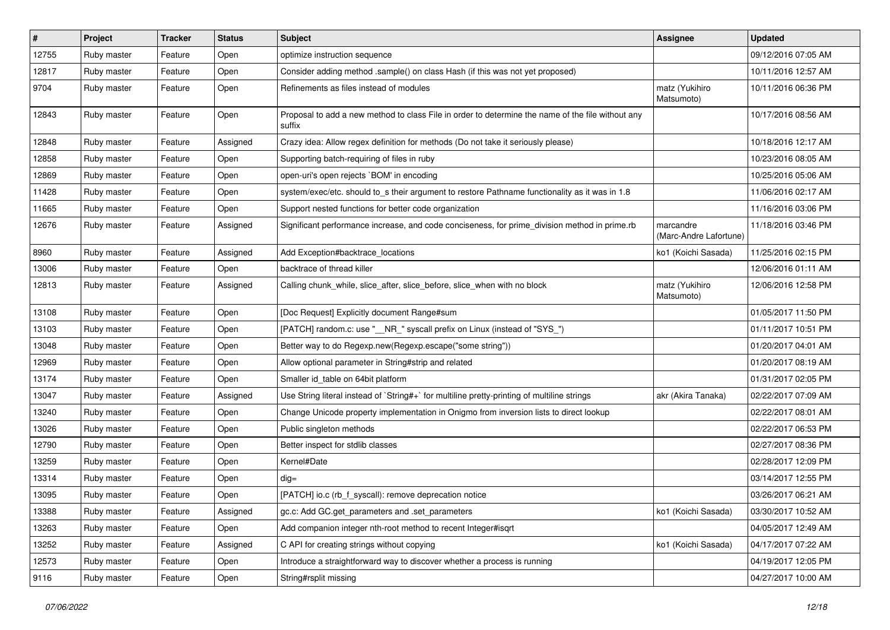| # | Project | Tracker | Status | Subject | Assignee | Updated |
|---|---|---|---|---|---|---|
| 12755 | Ruby master | Feature | Open | optimize instruction sequence | | 09/12/2016 07:05 AM |
| 12817 | Ruby master | Feature | Open | Consider adding method .sample() on class Hash (if this was not yet proposed) | | 10/11/2016 12:57 AM |
| 9704 | Ruby master | Feature | Open | Refinements as files instead of modules | matz (Yukihiro Matsumoto) | 10/11/2016 06:36 PM |
| 12843 | Ruby master | Feature | Open | Proposal to add a new method to class File in order to determine the name of the file without any suffix | | 10/17/2016 08:56 AM |
| 12848 | Ruby master | Feature | Assigned | Crazy idea: Allow regex definition for methods (Do not take it seriously please) | | 10/18/2016 12:17 AM |
| 12858 | Ruby master | Feature | Open | Supporting batch-requiring of files in ruby | | 10/23/2016 08:05 AM |
| 12869 | Ruby master | Feature | Open | open-uri's open rejects `BOM' in encoding | | 10/25/2016 05:06 AM |
| 11428 | Ruby master | Feature | Open | system/exec/etc. should to_s their argument to restore Pathname functionality as it was in 1.8 | | 11/06/2016 02:17 AM |
| 11665 | Ruby master | Feature | Open | Support nested functions for better code organization | | 11/16/2016 03:06 PM |
| 12676 | Ruby master | Feature | Assigned | Significant performance increase, and code conciseness, for prime_division method in prime.rb | marcandre (Marc-Andre Lafortune) | 11/18/2016 03:46 PM |
| 8960 | Ruby master | Feature | Assigned | Add Exception#backtrace_locations | ko1 (Koichi Sasada) | 11/25/2016 02:15 PM |
| 13006 | Ruby master | Feature | Open | backtrace of thread killer | | 12/06/2016 01:11 AM |
| 12813 | Ruby master | Feature | Assigned | Calling chunk_while, slice_after, slice_before, slice_when with no block | matz (Yukihiro Matsumoto) | 12/06/2016 12:58 PM |
| 13108 | Ruby master | Feature | Open | [Doc Request] Explicitly document Range#sum | | 01/05/2017 11:50 PM |
| 13103 | Ruby master | Feature | Open | [PATCH] random.c: use "__NR_" syscall prefix on Linux (instead of "SYS_") | | 01/11/2017 10:51 PM |
| 13048 | Ruby master | Feature | Open | Better way to do Regexp.new(Regexp.escape("some string")) | | 01/20/2017 04:01 AM |
| 12969 | Ruby master | Feature | Open | Allow optional parameter in String#strip and related | | 01/20/2017 08:19 AM |
| 13174 | Ruby master | Feature | Open | Smaller id_table on 64bit platform | | 01/31/2017 02:05 PM |
| 13047 | Ruby master | Feature | Assigned | Use String literal instead of `String#+` for multiline pretty-printing of multiline strings | akr (Akira Tanaka) | 02/22/2017 07:09 AM |
| 13240 | Ruby master | Feature | Open | Change Unicode property implementation in Onigmo from inversion lists to direct lookup | | 02/22/2017 08:01 AM |
| 13026 | Ruby master | Feature | Open | Public singleton methods | | 02/22/2017 06:53 PM |
| 12790 | Ruby master | Feature | Open | Better inspect for stdlib classes | | 02/27/2017 08:36 PM |
| 13259 | Ruby master | Feature | Open | Kernel#Date | | 02/28/2017 12:09 PM |
| 13314 | Ruby master | Feature | Open | dig= | | 03/14/2017 12:55 PM |
| 13095 | Ruby master | Feature | Open | [PATCH] io.c (rb_f_syscall): remove deprecation notice | | 03/26/2017 06:21 AM |
| 13388 | Ruby master | Feature | Assigned | gc.c: Add GC.get_parameters and .set_parameters | ko1 (Koichi Sasada) | 03/30/2017 10:52 AM |
| 13263 | Ruby master | Feature | Open | Add companion integer nth-root method to recent Integer#isqrt | | 04/05/2017 12:49 AM |
| 13252 | Ruby master | Feature | Assigned | C API for creating strings without copying | ko1 (Koichi Sasada) | 04/17/2017 07:22 AM |
| 12573 | Ruby master | Feature | Open | Introduce a straightforward way to discover whether a process is running | | 04/19/2017 12:05 PM |
| 9116 | Ruby master | Feature | Open | String#rsplit missing | | 04/27/2017 10:00 AM |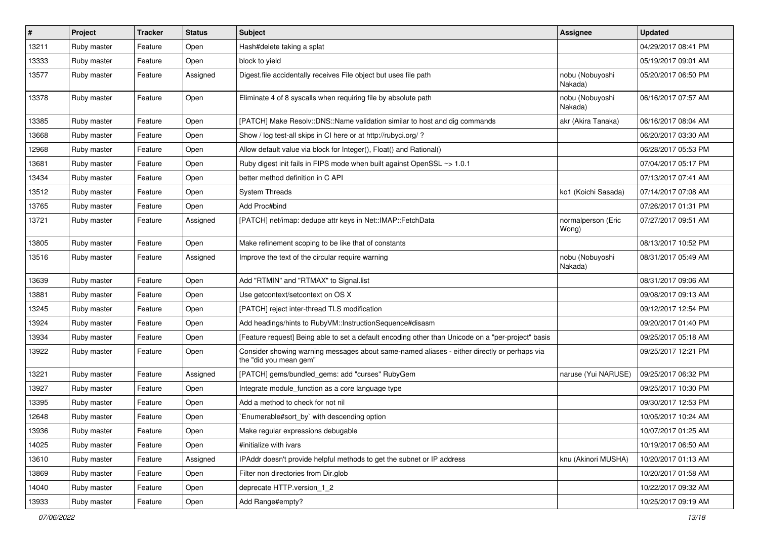| # | Project | Tracker | Status | Subject | Assignee | Updated |
|---|---|---|---|---|---|---|
| 13211 | Ruby master | Feature | Open | Hash#delete taking a splat | | 04/29/2017 08:41 PM |
| 13333 | Ruby master | Feature | Open | block to yield | | 05/19/2017 09:01 AM |
| 13577 | Ruby master | Feature | Assigned | Digest.file accidentally receives File object but uses file path | nobu (Nobuyoshi Nakada) | 05/20/2017 06:50 PM |
| 13378 | Ruby master | Feature | Open | Eliminate 4 of 8 syscalls when requiring file by absolute path | nobu (Nobuyoshi Nakada) | 06/16/2017 07:57 AM |
| 13385 | Ruby master | Feature | Open | [PATCH] Make Resolv::DNS::Name validation similar to host and dig commands | akr (Akira Tanaka) | 06/16/2017 08:04 AM |
| 13668 | Ruby master | Feature | Open | Show / log test-all skips in CI here or at http://rubyci.org/ ? | | 06/20/2017 03:30 AM |
| 12968 | Ruby master | Feature | Open | Allow default value via block for Integer(), Float() and Rational() | | 06/28/2017 05:53 PM |
| 13681 | Ruby master | Feature | Open | Ruby digest init fails in FIPS mode when built against OpenSSL ~> 1.0.1 | | 07/04/2017 05:17 PM |
| 13434 | Ruby master | Feature | Open | better method definition in C API | | 07/13/2017 07:41 AM |
| 13512 | Ruby master | Feature | Open | System Threads | ko1 (Koichi Sasada) | 07/14/2017 07:08 AM |
| 13765 | Ruby master | Feature | Open | Add Proc#bind | | 07/26/2017 01:31 PM |
| 13721 | Ruby master | Feature | Assigned | [PATCH] net/imap: dedupe attr keys in Net::IMAP::FetchData | normalperson (Eric Wong) | 07/27/2017 09:51 AM |
| 13805 | Ruby master | Feature | Open | Make refinement scoping to be like that of constants | | 08/13/2017 10:52 PM |
| 13516 | Ruby master | Feature | Assigned | Improve the text of the circular require warning | nobu (Nobuyoshi Nakada) | 08/31/2017 05:49 AM |
| 13639 | Ruby master | Feature | Open | Add "RTMIN" and "RTMAX" to Signal.list | | 08/31/2017 09:06 AM |
| 13881 | Ruby master | Feature | Open | Use getcontext/setcontext on OS X | | 09/08/2017 09:13 AM |
| 13245 | Ruby master | Feature | Open | [PATCH] reject inter-thread TLS modification | | 09/12/2017 12:54 PM |
| 13924 | Ruby master | Feature | Open | Add headings/hints to RubyVM::InstructionSequence#disasm | | 09/20/2017 01:40 PM |
| 13934 | Ruby master | Feature | Open | [Feature request] Being able to set a default encoding other than Unicode on a "per-project" basis | | 09/25/2017 05:18 AM |
| 13922 | Ruby master | Feature | Open | Consider showing warning messages about same-named aliases - either directly or perhaps via the "did you mean gem" | | 09/25/2017 12:21 PM |
| 13221 | Ruby master | Feature | Assigned | [PATCH] gems/bundled_gems: add "curses" RubyGem | naruse (Yui NARUSE) | 09/25/2017 06:32 PM |
| 13927 | Ruby master | Feature | Open | Integrate module_function as a core language type | | 09/25/2017 10:30 PM |
| 13395 | Ruby master | Feature | Open | Add a method to check for not nil | | 09/30/2017 12:53 PM |
| 12648 | Ruby master | Feature | Open | `Enumerable#sort_by` with descending option | | 10/05/2017 10:24 AM |
| 13936 | Ruby master | Feature | Open | Make regular expressions debugable | | 10/07/2017 01:25 AM |
| 14025 | Ruby master | Feature | Open | #initialize with ivars | | 10/19/2017 06:50 AM |
| 13610 | Ruby master | Feature | Assigned | IPAddr doesn't provide helpful methods to get the subnet or IP address | knu (Akinori MUSHA) | 10/20/2017 01:13 AM |
| 13869 | Ruby master | Feature | Open | Filter non directories from Dir.glob | | 10/20/2017 01:58 AM |
| 14040 | Ruby master | Feature | Open | deprecate HTTP.version_1_2 | | 10/22/2017 09:32 AM |
| 13933 | Ruby master | Feature | Open | Add Range#empty? | | 10/25/2017 09:19 AM |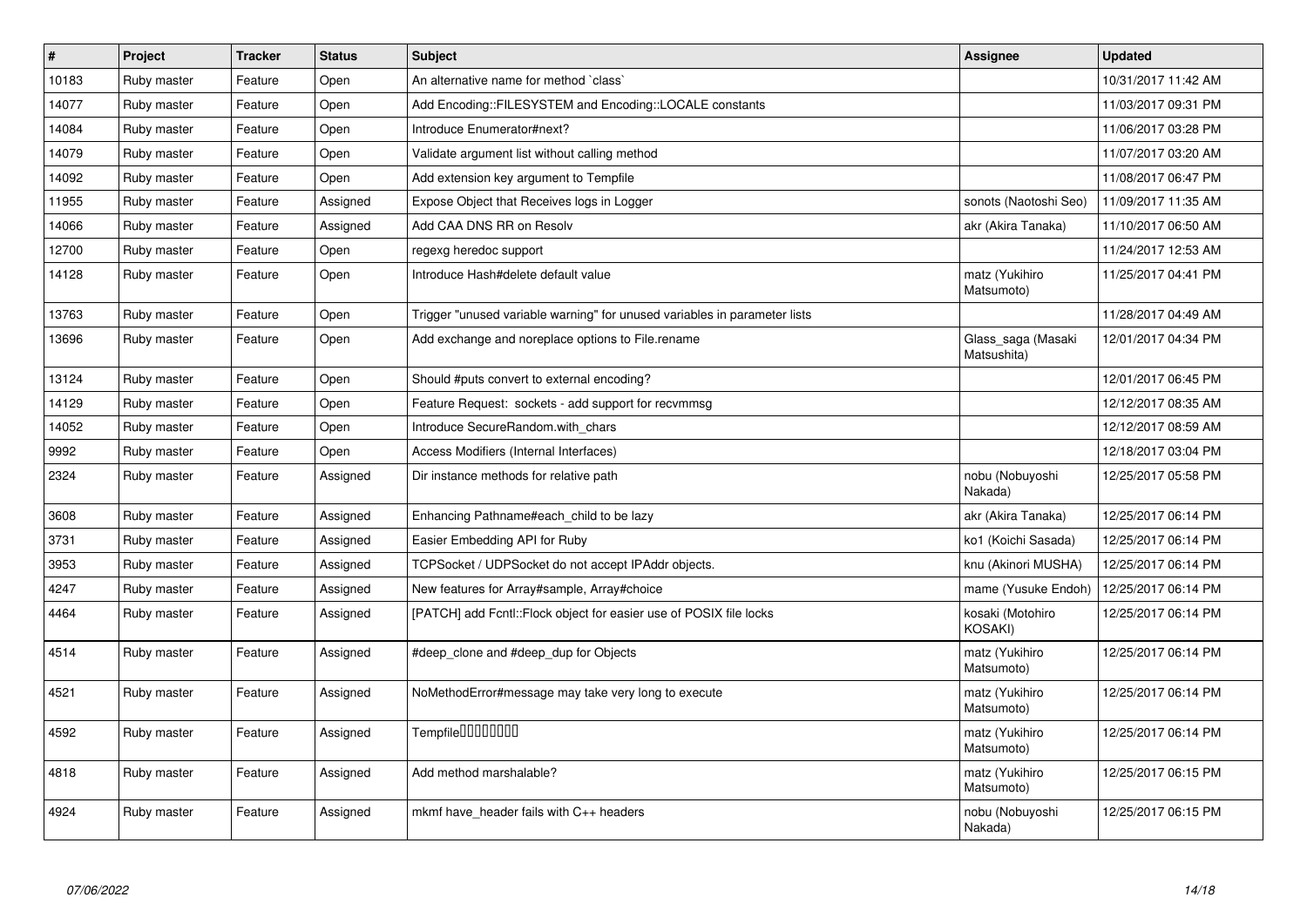| # | Project | Tracker | Status | Subject | Assignee | Updated |
|---|---|---|---|---|---|---|
| 10183 | Ruby master | Feature | Open | An alternative name for method `class` | | 10/31/2017 11:42 AM |
| 14077 | Ruby master | Feature | Open | Add Encoding::FILESYSTEM and Encoding::LOCALE constants | | 11/03/2017 09:31 PM |
| 14084 | Ruby master | Feature | Open | Introduce Enumerator#next? | | 11/06/2017 03:28 PM |
| 14079 | Ruby master | Feature | Open | Validate argument list without calling method | | 11/07/2017 03:20 AM |
| 14092 | Ruby master | Feature | Open | Add extension key argument to Tempfile | | 11/08/2017 06:47 PM |
| 11955 | Ruby master | Feature | Assigned | Expose Object that Receives logs in Logger | sonots (Naotoshi Seo) | 11/09/2017 11:35 AM |
| 14066 | Ruby master | Feature | Assigned | Add CAA DNS RR on Resolv | akr (Akira Tanaka) | 11/10/2017 06:50 AM |
| 12700 | Ruby master | Feature | Open | regexg heredoc support | | 11/24/2017 12:53 AM |
| 14128 | Ruby master | Feature | Open | Introduce Hash#delete default value | matz (Yukihiro Matsumoto) | 11/25/2017 04:41 PM |
| 13763 | Ruby master | Feature | Open | Trigger "unused variable warning" for unused variables in parameter lists | | 11/28/2017 04:49 AM |
| 13696 | Ruby master | Feature | Open | Add exchange and noreplace options to File.rename | Glass_saga (Masaki Matsushita) | 12/01/2017 04:34 PM |
| 13124 | Ruby master | Feature | Open | Should #puts convert to external encoding? | | 12/01/2017 06:45 PM |
| 14129 | Ruby master | Feature | Open | Feature Request: sockets - add support for recvmmsg | | 12/12/2017 08:35 AM |
| 14052 | Ruby master | Feature | Open | Introduce SecureRandom.with_chars | | 12/12/2017 08:59 AM |
| 9992 | Ruby master | Feature | Open | Access Modifiers (Internal Interfaces) | | 12/18/2017 03:04 PM |
| 2324 | Ruby master | Feature | Assigned | Dir instance methods for relative path | nobu (Nobuyoshi Nakada) | 12/25/2017 05:58 PM |
| 3608 | Ruby master | Feature | Assigned | Enhancing Pathname#each_child to be lazy | akr (Akira Tanaka) | 12/25/2017 06:14 PM |
| 3731 | Ruby master | Feature | Assigned | Easier Embedding API for Ruby | ko1 (Koichi Sasada) | 12/25/2017 06:14 PM |
| 3953 | Ruby master | Feature | Assigned | TCPSocket / UDPSocket do not accept IPAddr objects. | knu (Akinori MUSHA) | 12/25/2017 06:14 PM |
| 4247 | Ruby master | Feature | Assigned | New features for Array#sample, Array#choice | mame (Yusuke Endoh) | 12/25/2017 06:14 PM |
| 4464 | Ruby master | Feature | Assigned | [PATCH] add Fcntl::Flock object for easier use of POSIX file locks | kosaki (Motohiro KOSAKI) | 12/25/2017 06:14 PM |
| 4514 | Ruby master | Feature | Assigned | #deep_clone and #deep_dup for Objects | matz (Yukihiro Matsumoto) | 12/25/2017 06:14 PM |
| 4521 | Ruby master | Feature | Assigned | NoMethodError#message may take very long to execute | matz (Yukihiro Matsumoto) | 12/25/2017 06:14 PM |
| 4592 | Ruby master | Feature | Assigned | Tempfile�������� | matz (Yukihiro Matsumoto) | 12/25/2017 06:14 PM |
| 4818 | Ruby master | Feature | Assigned | Add method marshalable? | matz (Yukihiro Matsumoto) | 12/25/2017 06:15 PM |
| 4924 | Ruby master | Feature | Assigned | mkmf have_header fails with C++ headers | nobu (Nobuyoshi Nakada) | 12/25/2017 06:15 PM |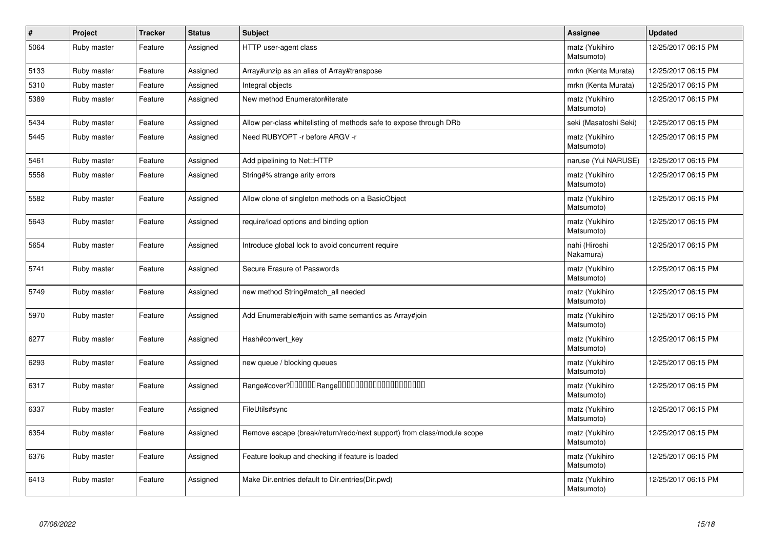| # | Project | Tracker | Status | Subject | Assignee | Updated |
|---|---|---|---|---|---|---|
| 5064 | Ruby master | Feature | Assigned | HTTP user-agent class | matz (Yukihiro Matsumoto) | 12/25/2017 06:15 PM |
| 5133 | Ruby master | Feature | Assigned | Array#unzip as an alias of Array#transpose | mrkn (Kenta Murata) | 12/25/2017 06:15 PM |
| 5310 | Ruby master | Feature | Assigned | Integral objects | mrkn (Kenta Murata) | 12/25/2017 06:15 PM |
| 5389 | Ruby master | Feature | Assigned | New method Enumerator#iterate | matz (Yukihiro Matsumoto) | 12/25/2017 06:15 PM |
| 5434 | Ruby master | Feature | Assigned | Allow per-class whitelisting of methods safe to expose through DRb | seki (Masatoshi Seki) | 12/25/2017 06:15 PM |
| 5445 | Ruby master | Feature | Assigned | Need RUBYOPT -r before ARGV -r | matz (Yukihiro Matsumoto) | 12/25/2017 06:15 PM |
| 5461 | Ruby master | Feature | Assigned | Add pipelining to Net::HTTP | naruse (Yui NARUSE) | 12/25/2017 06:15 PM |
| 5558 | Ruby master | Feature | Assigned | String#% strange arity errors | matz (Yukihiro Matsumoto) | 12/25/2017 06:15 PM |
| 5582 | Ruby master | Feature | Assigned | Allow clone of singleton methods on a BasicObject | matz (Yukihiro Matsumoto) | 12/25/2017 06:15 PM |
| 5643 | Ruby master | Feature | Assigned | require/load options and binding option | matz (Yukihiro Matsumoto) | 12/25/2017 06:15 PM |
| 5654 | Ruby master | Feature | Assigned | Introduce global lock to avoid concurrent require | nahi (Hiroshi Nakamura) | 12/25/2017 06:15 PM |
| 5741 | Ruby master | Feature | Assigned | Secure Erasure of Passwords | matz (Yukihiro Matsumoto) | 12/25/2017 06:15 PM |
| 5749 | Ruby master | Feature | Assigned | new method String#match_all needed | matz (Yukihiro Matsumoto) | 12/25/2017 06:15 PM |
| 5970 | Ruby master | Feature | Assigned | Add Enumerable#join with same semantics as Array#join | matz (Yukihiro Matsumoto) | 12/25/2017 06:15 PM |
| 6277 | Ruby master | Feature | Assigned | Hash#convert_key | matz (Yukihiro Matsumoto) | 12/25/2017 06:15 PM |
| 6293 | Ruby master | Feature | Assigned | new queue / blocking queues | matz (Yukihiro Matsumoto) | 12/25/2017 06:15 PM |
| 6317 | Ruby master | Feature | Assigned | Range#cover?□□□□□□Range□□□□□□□□□□□□□□□□□□□□ | matz (Yukihiro Matsumoto) | 12/25/2017 06:15 PM |
| 6337 | Ruby master | Feature | Assigned | FileUtils#sync | matz (Yukihiro Matsumoto) | 12/25/2017 06:15 PM |
| 6354 | Ruby master | Feature | Assigned | Remove escape (break/return/redo/next support) from class/module scope | matz (Yukihiro Matsumoto) | 12/25/2017 06:15 PM |
| 6376 | Ruby master | Feature | Assigned | Feature lookup and checking if feature is loaded | matz (Yukihiro Matsumoto) | 12/25/2017 06:15 PM |
| 6413 | Ruby master | Feature | Assigned | Make Dir.entries default to Dir.entries(Dir.pwd) | matz (Yukihiro Matsumoto) | 12/25/2017 06:15 PM |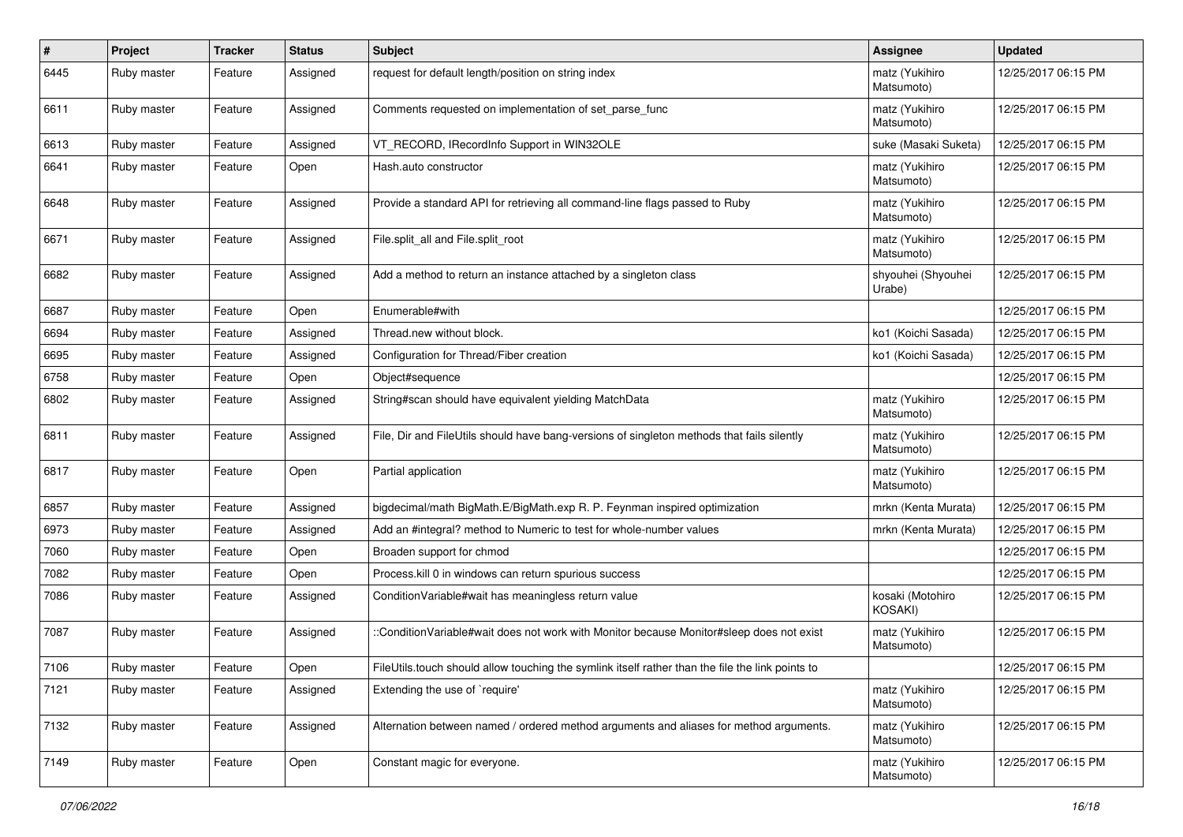| # | Project | Tracker | Status | Subject | Assignee | Updated |
|---|---|---|---|---|---|---|
| 6445 | Ruby master | Feature | Assigned | request for default length/position on string index | matz (Yukihiro Matsumoto) | 12/25/2017 06:15 PM |
| 6611 | Ruby master | Feature | Assigned | Comments requested on implementation of set_parse_func | matz (Yukihiro Matsumoto) | 12/25/2017 06:15 PM |
| 6613 | Ruby master | Feature | Assigned | VT_RECORD, IRecordInfo Support in WIN32OLE | suke (Masaki Suketa) | 12/25/2017 06:15 PM |
| 6641 | Ruby master | Feature | Open | Hash.auto constructor | matz (Yukihiro Matsumoto) | 12/25/2017 06:15 PM |
| 6648 | Ruby master | Feature | Assigned | Provide a standard API for retrieving all command-line flags passed to Ruby | matz (Yukihiro Matsumoto) | 12/25/2017 06:15 PM |
| 6671 | Ruby master | Feature | Assigned | File.split_all and File.split_root | matz (Yukihiro Matsumoto) | 12/25/2017 06:15 PM |
| 6682 | Ruby master | Feature | Assigned | Add a method to return an instance attached by a singleton class | shyouhei (Shyouhei Urabe) | 12/25/2017 06:15 PM |
| 6687 | Ruby master | Feature | Open | Enumerable#with | | 12/25/2017 06:15 PM |
| 6694 | Ruby master | Feature | Assigned | Thread.new without block. | ko1 (Koichi Sasada) | 12/25/2017 06:15 PM |
| 6695 | Ruby master | Feature | Assigned | Configuration for Thread/Fiber creation | ko1 (Koichi Sasada) | 12/25/2017 06:15 PM |
| 6758 | Ruby master | Feature | Open | Object#sequence | | 12/25/2017 06:15 PM |
| 6802 | Ruby master | Feature | Assigned | String#scan should have equivalent yielding MatchData | matz (Yukihiro Matsumoto) | 12/25/2017 06:15 PM |
| 6811 | Ruby master | Feature | Assigned | File, Dir and FileUtils should have bang-versions of singleton methods that fails silently | matz (Yukihiro Matsumoto) | 12/25/2017 06:15 PM |
| 6817 | Ruby master | Feature | Open | Partial application | matz (Yukihiro Matsumoto) | 12/25/2017 06:15 PM |
| 6857 | Ruby master | Feature | Assigned | bigdecimal/math BigMath.E/BigMath.exp R. P. Feynman inspired optimization | mrkn (Kenta Murata) | 12/25/2017 06:15 PM |
| 6973 | Ruby master | Feature | Assigned | Add an #integral? method to Numeric to test for whole-number values | mrkn (Kenta Murata) | 12/25/2017 06:15 PM |
| 7060 | Ruby master | Feature | Open | Broaden support for chmod | | 12/25/2017 06:15 PM |
| 7082 | Ruby master | Feature | Open | Process.kill 0 in windows can return spurious success | | 12/25/2017 06:15 PM |
| 7086 | Ruby master | Feature | Assigned | ConditionVariable#wait has meaningless return value | kosaki (Motohiro KOSAKI) | 12/25/2017 06:15 PM |
| 7087 | Ruby master | Feature | Assigned | ::ConditionVariable#wait does not work with Monitor because Monitor#sleep does not exist | matz (Yukihiro Matsumoto) | 12/25/2017 06:15 PM |
| 7106 | Ruby master | Feature | Open | FileUtils.touch should allow touching the symlink itself rather than the file the link points to | | 12/25/2017 06:15 PM |
| 7121 | Ruby master | Feature | Assigned | Extending the use of `require' | matz (Yukihiro Matsumoto) | 12/25/2017 06:15 PM |
| 7132 | Ruby master | Feature | Assigned | Alternation between named / ordered method arguments and aliases for method arguments. | matz (Yukihiro Matsumoto) | 12/25/2017 06:15 PM |
| 7149 | Ruby master | Feature | Open | Constant magic for everyone. | matz (Yukihiro Matsumoto) | 12/25/2017 06:15 PM |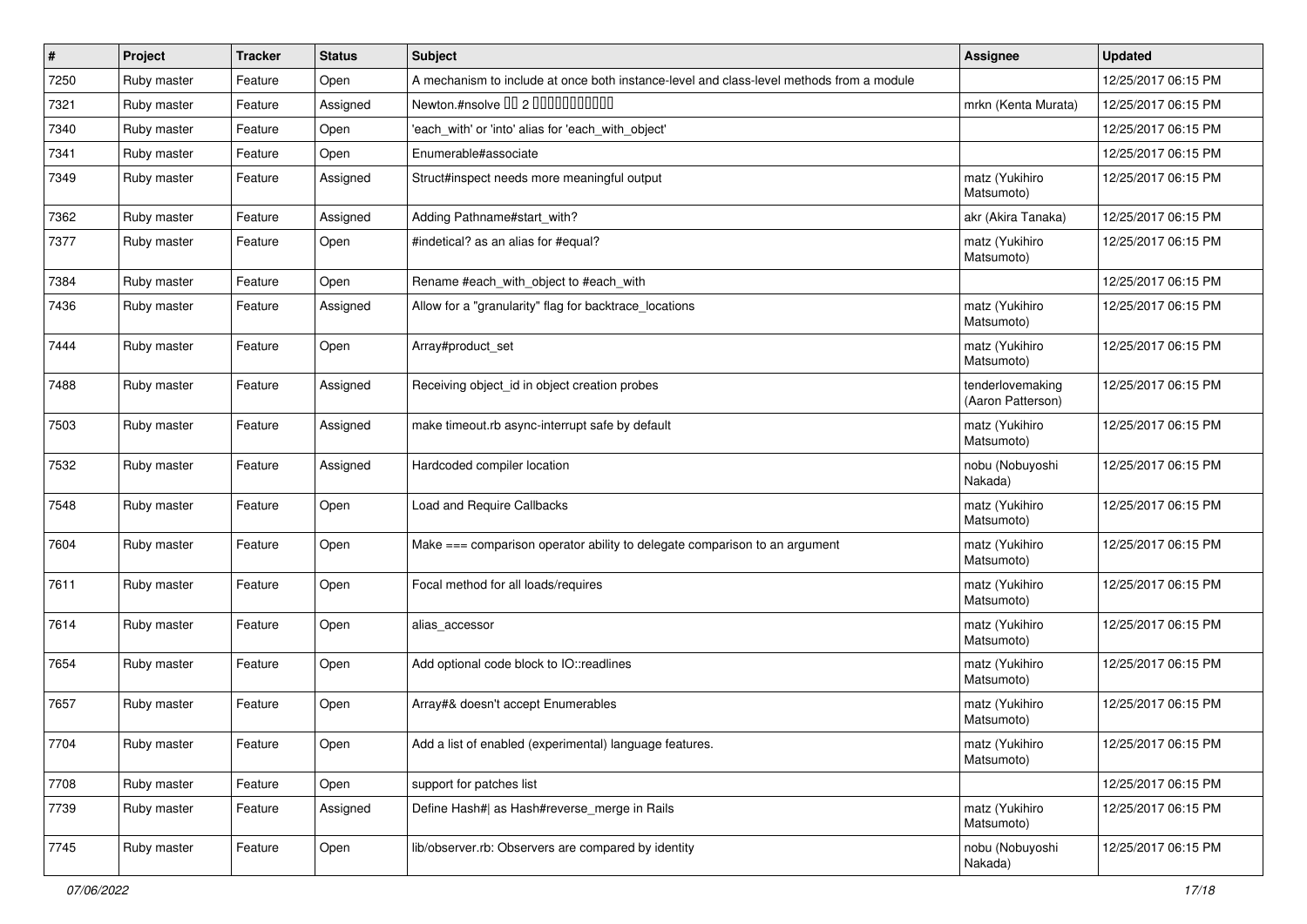| # | Project | Tracker | Status | Subject | Assignee | Updated |
| --- | --- | --- | --- | --- | --- | --- |
| 7250 | Ruby master | Feature | Open | A mechanism to include at once both instance-level and class-level methods from a module | | 12/25/2017 06:15 PM |
| 7321 | Ruby master | Feature | Assigned | Newton.#nsolve 00 2 00000000000 | mrkn (Kenta Murata) | 12/25/2017 06:15 PM |
| 7340 | Ruby master | Feature | Open | 'each_with' or 'into' alias for 'each_with_object' | | 12/25/2017 06:15 PM |
| 7341 | Ruby master | Feature | Open | Enumerable#associate | | 12/25/2017 06:15 PM |
| 7349 | Ruby master | Feature | Assigned | Struct#inspect needs more meaningful output | matz (Yukihiro Matsumoto) | 12/25/2017 06:15 PM |
| 7362 | Ruby master | Feature | Assigned | Adding Pathname#start_with? | akr (Akira Tanaka) | 12/25/2017 06:15 PM |
| 7377 | Ruby master | Feature | Open | #indetical? as an alias for #equal? | matz (Yukihiro Matsumoto) | 12/25/2017 06:15 PM |
| 7384 | Ruby master | Feature | Open | Rename #each_with_object to #each_with | | 12/25/2017 06:15 PM |
| 7436 | Ruby master | Feature | Assigned | Allow for a "granularity" flag for backtrace_locations | matz (Yukihiro Matsumoto) | 12/25/2017 06:15 PM |
| 7444 | Ruby master | Feature | Open | Array#product_set | matz (Yukihiro Matsumoto) | 12/25/2017 06:15 PM |
| 7488 | Ruby master | Feature | Assigned | Receiving object_id in object creation probes | tenderlovemaking (Aaron Patterson) | 12/25/2017 06:15 PM |
| 7503 | Ruby master | Feature | Assigned | make timeout.rb async-interrupt safe by default | matz (Yukihiro Matsumoto) | 12/25/2017 06:15 PM |
| 7532 | Ruby master | Feature | Assigned | Hardcoded compiler location | nobu (Nobuyoshi Nakada) | 12/25/2017 06:15 PM |
| 7548 | Ruby master | Feature | Open | Load and Require Callbacks | matz (Yukihiro Matsumoto) | 12/25/2017 06:15 PM |
| 7604 | Ruby master | Feature | Open | Make === comparison operator ability to delegate comparison to an argument | matz (Yukihiro Matsumoto) | 12/25/2017 06:15 PM |
| 7611 | Ruby master | Feature | Open | Focal method for all loads/requires | matz (Yukihiro Matsumoto) | 12/25/2017 06:15 PM |
| 7614 | Ruby master | Feature | Open | alias_accessor | matz (Yukihiro Matsumoto) | 12/25/2017 06:15 PM |
| 7654 | Ruby master | Feature | Open | Add optional code block to IO::readlines | matz (Yukihiro Matsumoto) | 12/25/2017 06:15 PM |
| 7657 | Ruby master | Feature | Open | Array#& doesn't accept Enumerables | matz (Yukihiro Matsumoto) | 12/25/2017 06:15 PM |
| 7704 | Ruby master | Feature | Open | Add a list of enabled (experimental) language features. | matz (Yukihiro Matsumoto) | 12/25/2017 06:15 PM |
| 7708 | Ruby master | Feature | Open | support for patches list | | 12/25/2017 06:15 PM |
| 7739 | Ruby master | Feature | Assigned | Define Hash#\| as Hash#reverse_merge in Rails | matz (Yukihiro Matsumoto) | 12/25/2017 06:15 PM |
| 7745 | Ruby master | Feature | Open | lib/observer.rb: Observers are compared by identity | nobu (Nobuyoshi Nakada) | 12/25/2017 06:15 PM |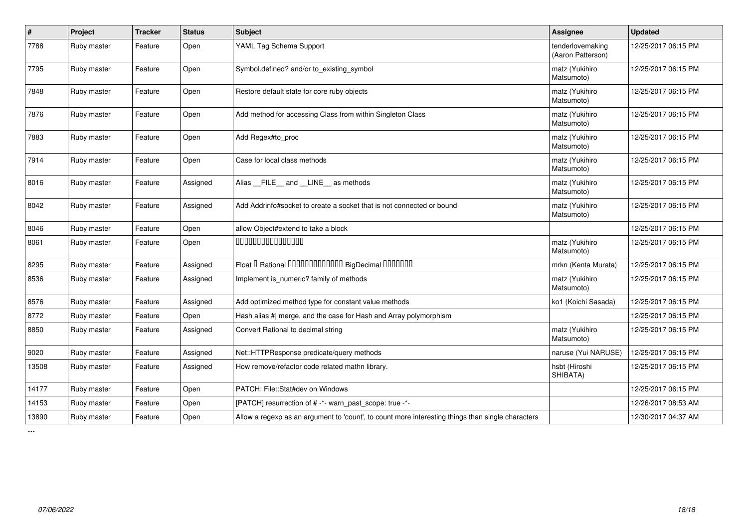| # | Project | Tracker | Status | Subject | Assignee | Updated |
|---|---|---|---|---|---|---|
| 7788 | Ruby master | Feature | Open | YAML Tag Schema Support | tenderlovemaking (Aaron Patterson) | 12/25/2017 06:15 PM |
| 7795 | Ruby master | Feature | Open | Symbol.defined? and/or to_existing_symbol | matz (Yukihiro Matsumoto) | 12/25/2017 06:15 PM |
| 7848 | Ruby master | Feature | Open | Restore default state for core ruby objects | matz (Yukihiro Matsumoto) | 12/25/2017 06:15 PM |
| 7876 | Ruby master | Feature | Open | Add method for accessing Class from within Singleton Class | matz (Yukihiro Matsumoto) | 12/25/2017 06:15 PM |
| 7883 | Ruby master | Feature | Open | Add Regex#to_proc | matz (Yukihiro Matsumoto) | 12/25/2017 06:15 PM |
| 7914 | Ruby master | Feature | Open | Case for local class methods | matz (Yukihiro Matsumoto) | 12/25/2017 06:15 PM |
| 8016 | Ruby master | Feature | Assigned | Alias __FILE__ and __LINE__ as methods | matz (Yukihiro Matsumoto) | 12/25/2017 06:15 PM |
| 8042 | Ruby master | Feature | Assigned | Add Addrinfo#socket to create a socket that is not connected or bound | matz (Yukihiro Matsumoto) | 12/25/2017 06:15 PM |
| 8046 | Ruby master | Feature | Open | allow Object#extend to take a block | | 12/25/2017 06:15 PM |
| 8061 | Ruby master | Feature | Open | 𝐀𝐀𝐀𝐀𝐀𝐀𝐀𝐀𝐀𝐀𝐀𝐀𝐀𝐀𝐀𝐀 | matz (Yukihiro Matsumoto) | 12/25/2017 06:15 PM |
| 8295 | Ruby master | Feature | Assigned | Float 𝐀 Rational 𝐀𝐀𝐀𝐀𝐀𝐀𝐀𝐀𝐀𝐀𝐀𝐀𝐀 BigDecimal 𝐀𝐀𝐀𝐀𝐀𝐀𝐀 | mrkn (Kenta Murata) | 12/25/2017 06:15 PM |
| 8536 | Ruby master | Feature | Assigned | Implement is_numeric? family of methods | matz (Yukihiro Matsumoto) | 12/25/2017 06:15 PM |
| 8576 | Ruby master | Feature | Assigned | Add optimized method type for constant value methods | ko1 (Koichi Sasada) | 12/25/2017 06:15 PM |
| 8772 | Ruby master | Feature | Open | Hash alias #\| merge, and the case for Hash and Array polymorphism | | 12/25/2017 06:15 PM |
| 8850 | Ruby master | Feature | Assigned | Convert Rational to decimal string | matz (Yukihiro Matsumoto) | 12/25/2017 06:15 PM |
| 9020 | Ruby master | Feature | Assigned | Net::HTTPResponse predicate/query methods | naruse (Yui NARUSE) | 12/25/2017 06:15 PM |
| 13508 | Ruby master | Feature | Assigned | How remove/refactor code related mathn library. | hsbt (Hiroshi SHIBATA) | 12/25/2017 06:15 PM |
| 14177 | Ruby master | Feature | Open | PATCH: File::Stat#dev on Windows | | 12/25/2017 06:15 PM |
| 14153 | Ruby master | Feature | Open | [PATCH] resurrection of # -*- warn_past_scope: true -*- | | 12/26/2017 08:53 AM |
| 13890 | Ruby master | Feature | Open | Allow a regexp as an argument to 'count', to count more interesting things than single characters | | 12/30/2017 04:37 AM |

...